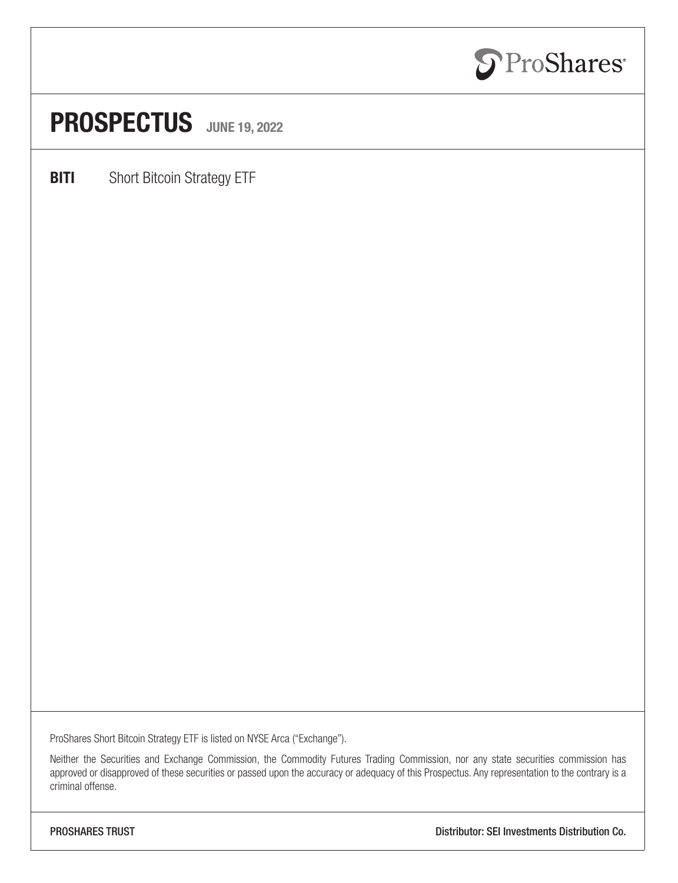ProShares

# PROSPECTUS JUNE 19, 2022

**BITI** Short Bitcoin Strategy ETF

ProShares Short Bitcoin Strategy ETF is listed on NYSE Arca ("Exchange").

Neither the Securities and Exchange Commission, the Commodity Futures Trading Commission, nor any state securities commission has approved or disapproved of these securities or passed upon the accuracy or adequacy of this Prospectus. Any representation to the contrary is a criminal offense.

PROSHARES TRUST

Distributor: SEI Investments Distribution Co.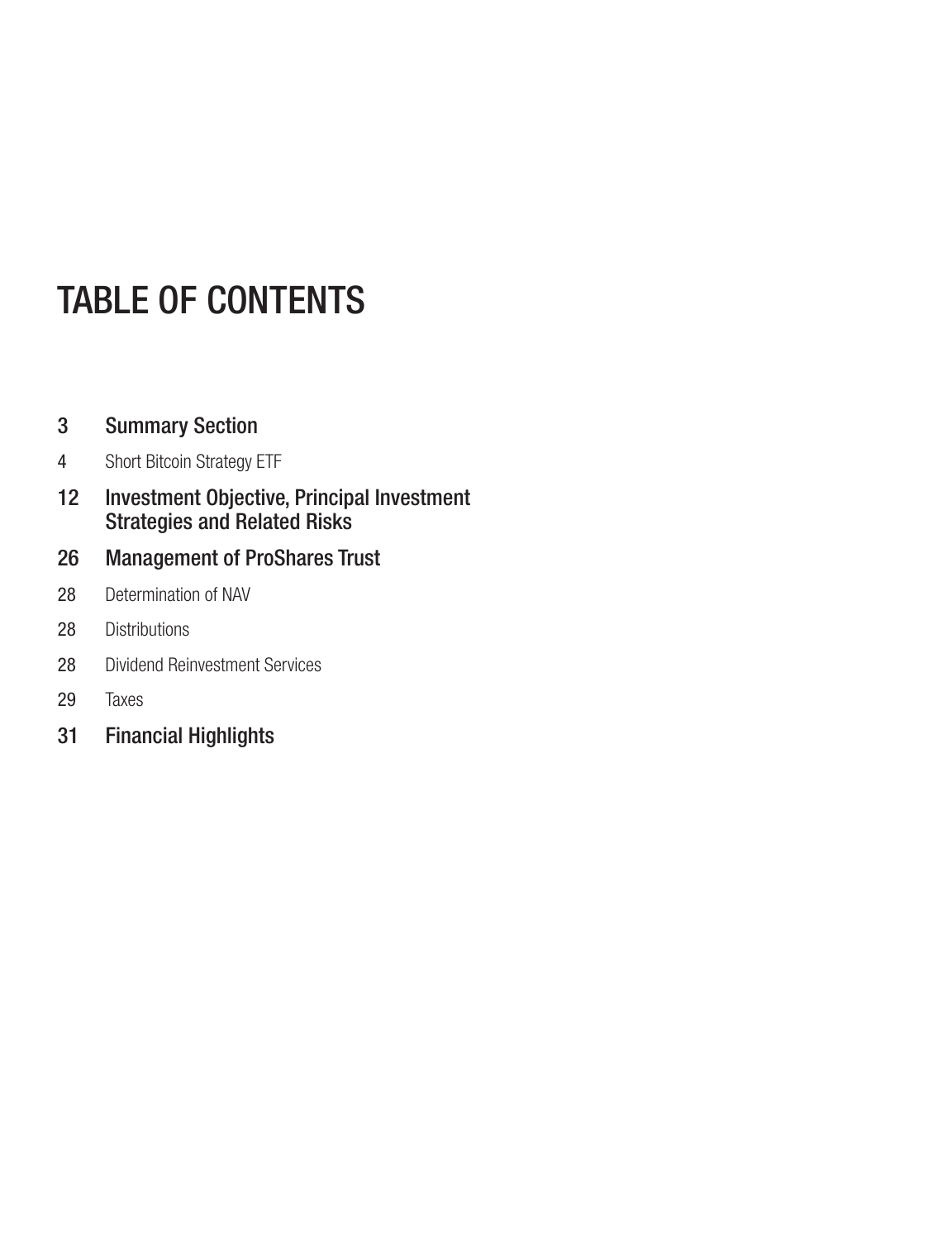# TABLE OF CONTENTS

3 **Summary Section**

4 Short Bitcoin Strategy ETF

12 **Investment Objective, Principal Investment Strategies and Related Risks**

26 **Management of ProShares Trust**

28 Determination of NAV

28 Distributions

28 Dividend Reinvestment Services

29 Taxes

31 **Financial Highlights**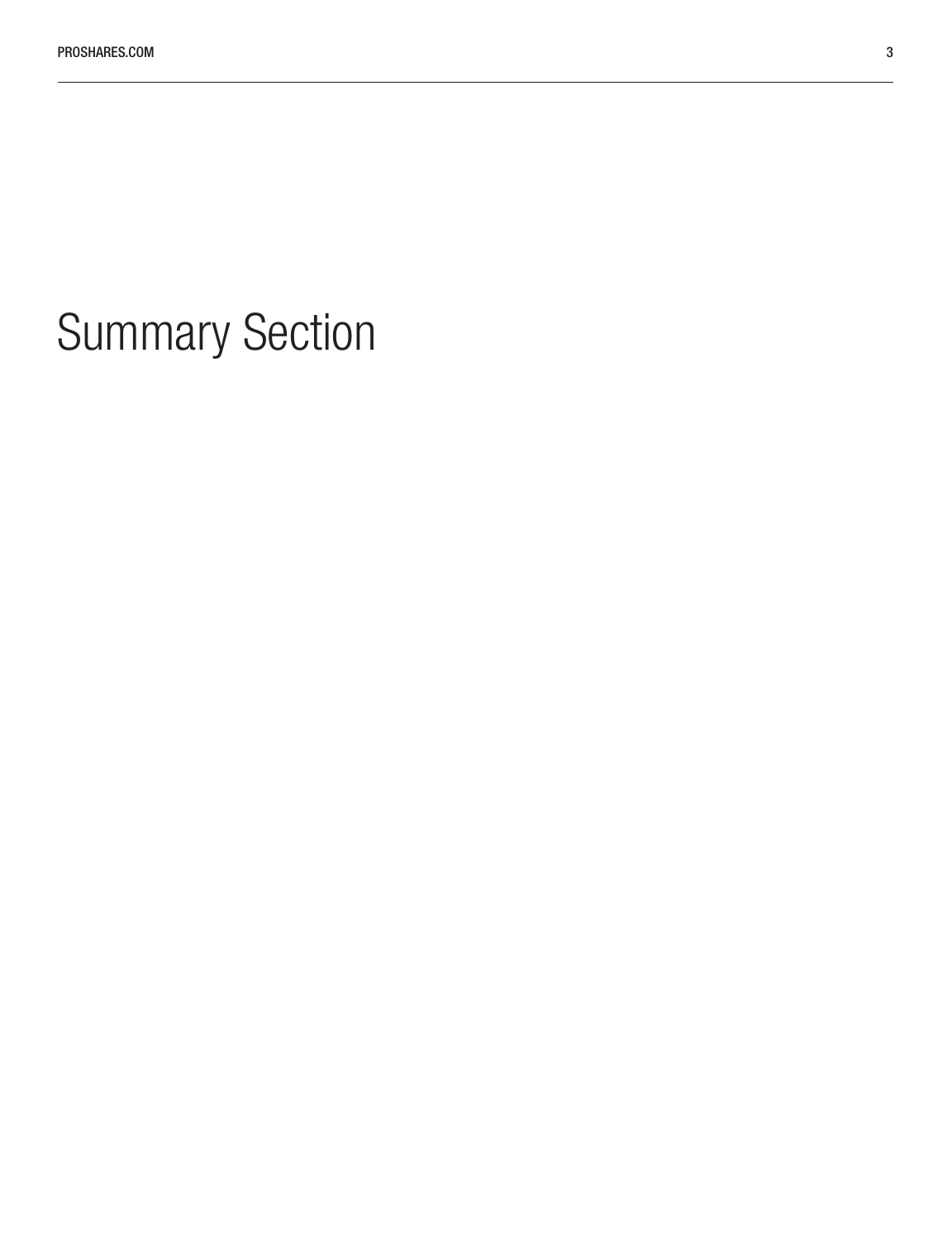# Summary Section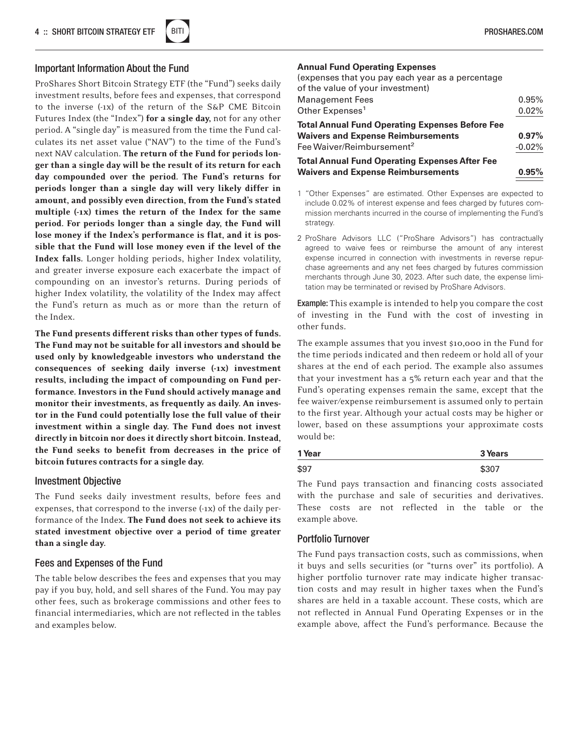## Important Information About the Fund

ProShares Short Bitcoin Strategy ETF (the "Fund") seeks daily investment results, before fees and expenses, that correspond to the inverse (-1x) of the return of the S&P CME Bitcoin Futures Index (the "Index") **for a single day**, not for any other period. A "single day" is measured from the time the Fund calculates its net asset value ("NAV") to the time of the Fund's next NAV calculation. **The return of the Fund for periods longer than a single day will be the result of its return for each day compounded over the period. The Fund's returns for periods longer than a single day will very likely differ in amount, and possibly even direction, from the Fund's stated multiple (-1x) times the return of the Index for the same period. For periods longer than a single day, the Fund will lose money if the Index's performance is flat, and it is possible that the Fund will lose money even if the level of the Index falls.** Longer holding periods, higher Index volatility, and greater inverse exposure each exacerbate the impact of compounding on an investor's returns. During periods of higher Index volatility, the volatility of the Index may affect the Fund's return as much as or more than the return of the Index.

**The Fund presents different risks than other types of funds. The Fund may not be suitable for all investors and should be used only by knowledgeable investors who understand the consequences of seeking daily inverse (-1x) investment results, including the impact of compounding on Fund performance. Investors in the Fund should actively manage and monitor their investments, as frequently as daily. An investor in the Fund could potentially lose the full value of their investment within a single day. The Fund does not invest directly in bitcoin nor does it directly short bitcoin. Instead, the Fund seeks to benefit from decreases in the price of bitcoin futures contracts for a single day.**

## Investment Objective

The Fund seeks daily investment results, before fees and expenses, that correspond to the inverse (-1x) of the daily performance of the Index. **The Fund does not seek to achieve its stated investment objective over a period of time greater than a single day.**

## Fees and Expenses of the Fund

The table below describes the fees and expenses that you may pay if you buy, hold, and sell shares of the Fund. You may pay other fees, such as brokerage commissions and other fees to financial intermediaries, which are not reflected in the tables and examples below.

**Annual Fund Operating Expenses**
(expenses that you pay each year as a percentage of the value of your investment)

| | |
|---|---|
| Management Fees | 0.95% |
| Other Expenses[1] | 0.02% |
| **Total Annual Fund Operating Expenses Before Fee Waivers and Expense Reimbursements** | **0.97%** |
| Fee Waiver/Reimbursement[2] | -0.02% |
| **Total Annual Fund Operating Expenses After Fee Waivers and Expense Reimbursements** | **0.95%** |

1 "Other Expenses" are estimated. Other Expenses are expected to include 0.02% of interest expense and fees charged by futures commission merchants incurred in the course of implementing the Fund's strategy.

2 ProShare Advisors LLC ("ProShare Advisors") has contractually agreed to waive fees or reimburse the amount of any interest expense incurred in connection with investments in reverse repurchase agreements and any net fees charged by futures commission merchants through June 30, 2023. After such date, the expense limitation may be terminated or revised by ProShare Advisors.

**Example:** This example is intended to help you compare the cost of investing in the Fund with the cost of investing in other funds.

The example assumes that you invest $10,000 in the Fund for the time periods indicated and then redeem or hold all of your shares at the end of each period. The example also assumes that your investment has a 5% return each year and that the Fund's operating expenses remain the same, except that the fee waiver/expense reimbursement is assumed only to pertain to the first year. Although your actual costs may be higher or lower, based on these assumptions your approximate costs would be:

| 1 Year | 3 Years |
|---|---|
| $97 | $307 |

The Fund pays transaction and financing costs associated with the purchase and sale of securities and derivatives. These costs are not reflected in the table or the example above.

## Portfolio Turnover

The Fund pays transaction costs, such as commissions, when it buys and sells securities (or "turns over" its portfolio). A higher portfolio turnover rate may indicate higher transaction costs and may result in higher taxes when the Fund's shares are held in a taxable account. These costs, which are not reflected in Annual Fund Operating Expenses or in the example above, affect the Fund's performance. Because the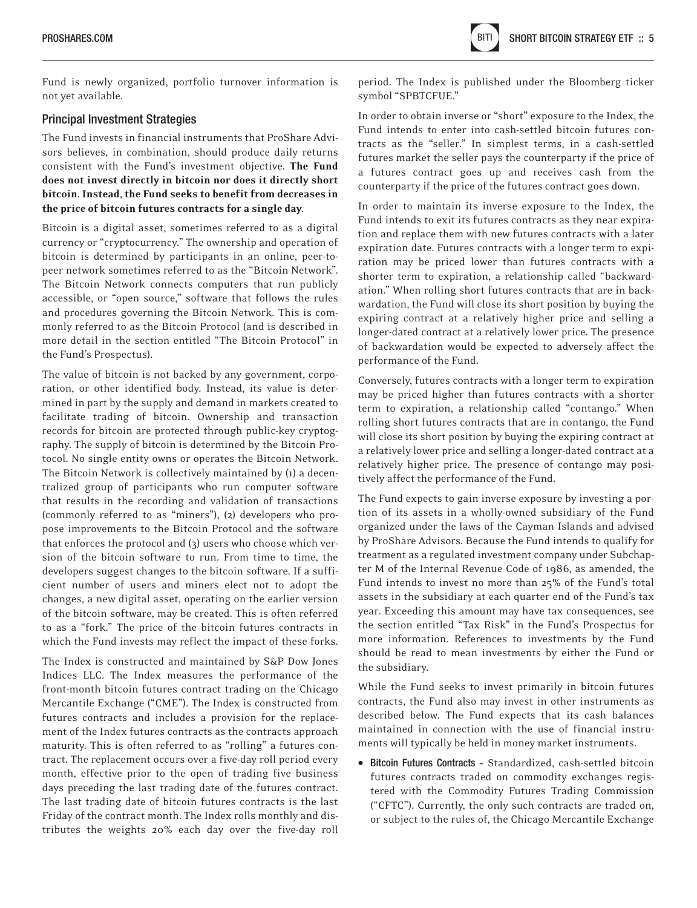Fund is newly organized, portfolio turnover information is not yet available.

## Principal Investment Strategies

The Fund invests in financial instruments that ProShare Advisors believes, in combination, should produce daily returns consistent with the Fund's investment objective. **The Fund does not invest directly in bitcoin nor does it directly short bitcoin. Instead, the Fund seeks to benefit from decreases in the price of bitcoin futures contracts for a single day.**

Bitcoin is a digital asset, sometimes referred to as a digital currency or "cryptocurrency." The ownership and operation of bitcoin is determined by participants in an online, peer-to-peer network sometimes referred to as the "Bitcoin Network". The Bitcoin Network connects computers that run publicly accessible, or "open source," software that follows the rules and procedures governing the Bitcoin Network. This is commonly referred to as the Bitcoin Protocol (and is described in more detail in the section entitled "The Bitcoin Protocol" in the Fund's Prospectus).

The value of bitcoin is not backed by any government, corporation, or other identified body. Instead, its value is determined in part by the supply and demand in markets created to facilitate trading of bitcoin. Ownership and transaction records for bitcoin are protected through public-key cryptography. The supply of bitcoin is determined by the Bitcoin Protocol. No single entity owns or operates the Bitcoin Network. The Bitcoin Network is collectively maintained by (1) a decentralized group of participants who run computer software that results in the recording and validation of transactions (commonly referred to as "miners"), (2) developers who propose improvements to the Bitcoin Protocol and the software that enforces the protocol and (3) users who choose which version of the bitcoin software to run. From time to time, the developers suggest changes to the bitcoin software. If a sufficient number of users and miners elect not to adopt the changes, a new digital asset, operating on the earlier version of the bitcoin software, may be created. This is often referred to as a "fork." The price of the bitcoin futures contracts in which the Fund invests may reflect the impact of these forks.

The Index is constructed and maintained by S&P Dow Jones Indices LLC. The Index measures the performance of the front-month bitcoin futures contract trading on the Chicago Mercantile Exchange ("CME"). The Index is constructed from futures contracts and includes a provision for the replacement of the Index futures contracts as the contracts approach maturity. This is often referred to as "rolling" a futures contract. The replacement occurs over a five-day roll period every month, effective prior to the open of trading five business days preceding the last trading date of the futures contract. The last trading date of bitcoin futures contracts is the last Friday of the contract month. The Index rolls monthly and distributes the weights 20% each day over the five-day roll period. The Index is published under the Bloomberg ticker symbol "SPBTCFUE."

In order to obtain inverse or "short" exposure to the Index, the Fund intends to enter into cash-settled bitcoin futures contracts as the "seller." In simplest terms, in a cash-settled futures market the seller pays the counterparty if the price of a futures contract goes up and receives cash from the counterparty if the price of the futures contract goes down.

In order to maintain its inverse exposure to the Index, the Fund intends to exit its futures contracts as they near expiration and replace them with new futures contracts with a later expiration date. Futures contracts with a longer term to expiration may be priced lower than futures contracts with a shorter term to expiration, a relationship called "backwardation." When rolling short futures contracts that are in backwardation, the Fund will close its short position by buying the expiring contract at a relatively higher price and selling a longer-dated contract at a relatively lower price. The presence of backwardation would be expected to adversely affect the performance of the Fund.

Conversely, futures contracts with a longer term to expiration may be priced higher than futures contracts with a shorter term to expiration, a relationship called "contango." When rolling short futures contracts that are in contango, the Fund will close its short position by buying the expiring contract at a relatively lower price and selling a longer-dated contract at a relatively higher price. The presence of contango may positively affect the performance of the Fund.

The Fund expects to gain inverse exposure by investing a portion of its assets in a wholly-owned subsidiary of the Fund organized under the laws of the Cayman Islands and advised by ProShare Advisors. Because the Fund intends to qualify for treatment as a regulated investment company under Subchapter M of the Internal Revenue Code of 1986, as amended, the Fund intends to invest no more than 25% of the Fund's total assets in the subsidiary at each quarter end of the Fund's tax year. Exceeding this amount may have tax consequences, see the section entitled "Tax Risk" in the Fund's Prospectus for more information. References to investments by the Fund should be read to mean investments by either the Fund or the subsidiary.

While the Fund seeks to invest primarily in bitcoin futures contracts, the Fund also may invest in other instruments as described below. The Fund expects that its cash balances maintained in connection with the use of financial instruments will typically be held in money market instruments.

- **Bitcoin Futures Contracts** – Standardized, cash-settled bitcoin futures contracts traded on commodity exchanges registered with the Commodity Futures Trading Commission ("CFTC"). Currently, the only such contracts are traded on, or subject to the rules of, the Chicago Mercantile Exchange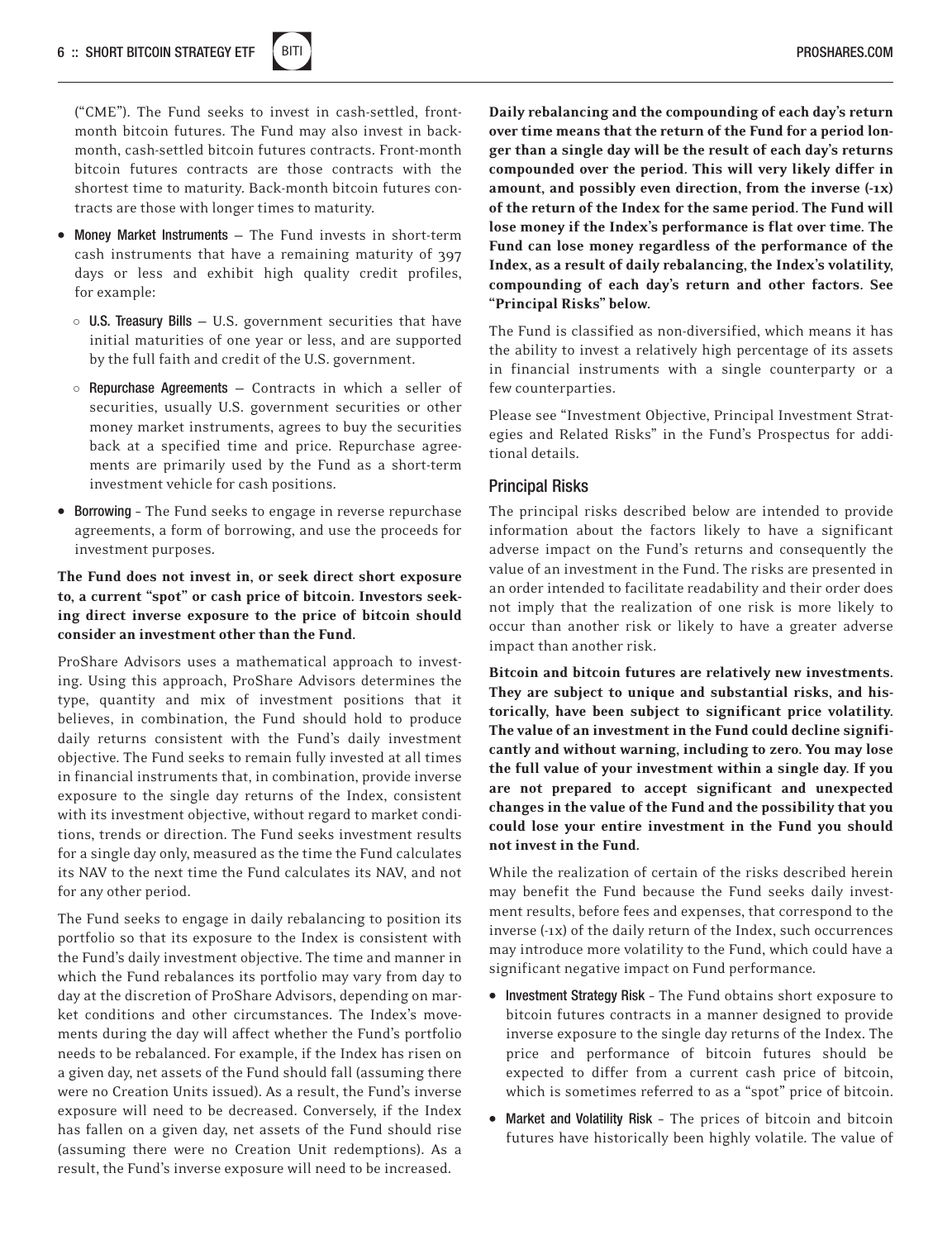("CME"). The Fund seeks to invest in cash-settled, front-month bitcoin futures. The Fund may also invest in back-month, cash-settled bitcoin futures contracts. Front-month bitcoin futures contracts are those contracts with the shortest time to maturity. Back-month bitcoin futures contracts are those with longer times to maturity.

- Money Market Instruments – The Fund invests in short-term cash instruments that have a remaining maturity of 397 days or less and exhibit high quality credit profiles, for example:
  - U.S. Treasury Bills – U.S. government securities that have initial maturities of one year or less, and are supported by the full faith and credit of the U.S. government.
  - Repurchase Agreements – Contracts in which a seller of securities, usually U.S. government securities or other money market instruments, agrees to buy the securities back at a specified time and price. Repurchase agreements are primarily used by the Fund as a short-term investment vehicle for cash positions.
- Borrowing - The Fund seeks to engage in reverse repurchase agreements, a form of borrowing, and use the proceeds for investment purposes.

**The Fund does not invest in, or seek direct short exposure to, a current "spot" or cash price of bitcoin. Investors seeking direct inverse exposure to the price of bitcoin should consider an investment other than the Fund.**

ProShare Advisors uses a mathematical approach to investing. Using this approach, ProShare Advisors determines the type, quantity and mix of investment positions that it believes, in combination, the Fund should hold to produce daily returns consistent with the Fund's daily investment objective. The Fund seeks to remain fully invested at all times in financial instruments that, in combination, provide inverse exposure to the single day returns of the Index, consistent with its investment objective, without regard to market conditions, trends or direction. The Fund seeks investment results for a single day only, measured as the time the Fund calculates its NAV to the next time the Fund calculates its NAV, and not for any other period.

The Fund seeks to engage in daily rebalancing to position its portfolio so that its exposure to the Index is consistent with the Fund's daily investment objective. The time and manner in which the Fund rebalances its portfolio may vary from day to day at the discretion of ProShare Advisors, depending on market conditions and other circumstances. The Index's movements during the day will affect whether the Fund's portfolio needs to be rebalanced. For example, if the Index has risen on a given day, net assets of the Fund should fall (assuming there were no Creation Units issued). As a result, the Fund's inverse exposure will need to be decreased. Conversely, if the Index has fallen on a given day, net assets of the Fund should rise (assuming there were no Creation Unit redemptions). As a result, the Fund's inverse exposure will need to be increased.

**Daily rebalancing and the compounding of each day's return over time means that the return of the Fund for a period longer than a single day will be the result of each day's returns compounded over the period. This will very likely differ in amount, and possibly even direction, from the inverse (-1x) of the return of the Index for the same period. The Fund will lose money if the Index's performance is flat over time. The Fund can lose money regardless of the performance of the Index, as a result of daily rebalancing, the Index's volatility, compounding of each day's return and other factors. See "Principal Risks" below.**

The Fund is classified as non-diversified, which means it has the ability to invest a relatively high percentage of its assets in financial instruments with a single counterparty or a few counterparties.

Please see "Investment Objective, Principal Investment Strategies and Related Risks" in the Fund's Prospectus for additional details.

## Principal Risks

The principal risks described below are intended to provide information about the factors likely to have a significant adverse impact on the Fund's returns and consequently the value of an investment in the Fund. The risks are presented in an order intended to facilitate readability and their order does not imply that the realization of one risk is more likely to occur than another risk or likely to have a greater adverse impact than another risk.

**Bitcoin and bitcoin futures are relatively new investments. They are subject to unique and substantial risks, and historically, have been subject to significant price volatility. The value of an investment in the Fund could decline significantly and without warning, including to zero. You may lose the full value of your investment within a single day. If you are not prepared to accept significant and unexpected changes in the value of the Fund and the possibility that you could lose your entire investment in the Fund you should not invest in the Fund.**

While the realization of certain of the risks described herein may benefit the Fund because the Fund seeks daily investment results, before fees and expenses, that correspond to the inverse (-1x) of the daily return of the Index, such occurrences may introduce more volatility to the Fund, which could have a significant negative impact on Fund performance.

- Investment Strategy Risk - The Fund obtains short exposure to bitcoin futures contracts in a manner designed to provide inverse exposure to the single day returns of the Index. The price and performance of bitcoin futures should be expected to differ from a current cash price of bitcoin, which is sometimes referred to as a "spot" price of bitcoin.
- Market and Volatility Risk - The prices of bitcoin and bitcoin futures have historically been highly volatile. The value of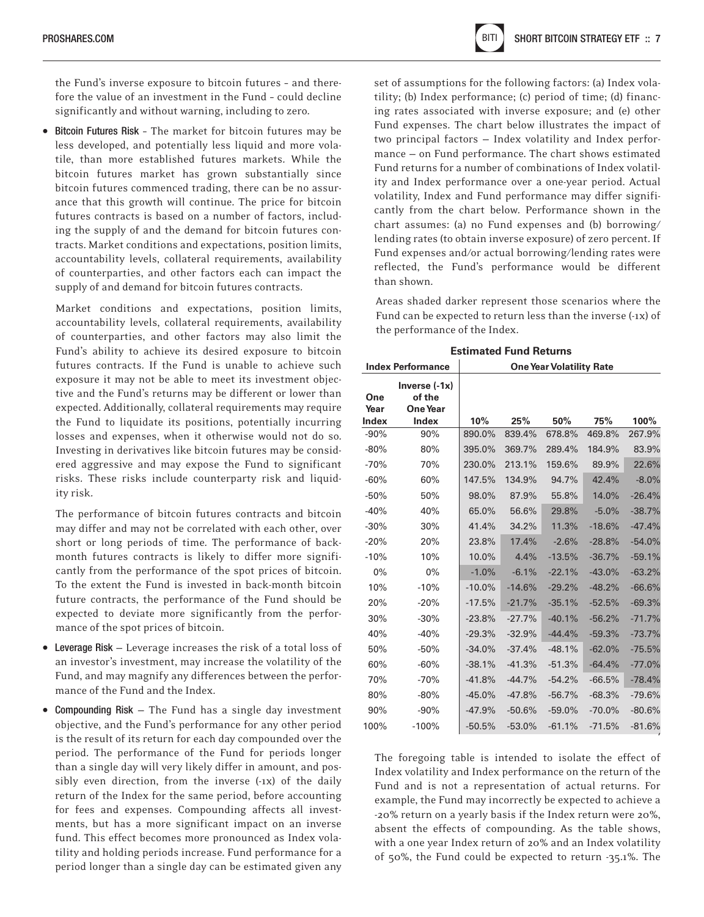the Fund's inverse exposure to bitcoin futures – and therefore the value of an investment in the Fund – could decline significantly and without warning, including to zero.

- **Bitcoin Futures Risk** – The market for bitcoin futures may be less developed, and potentially less liquid and more volatile, than more established futures markets. While the bitcoin futures market has grown substantially since bitcoin futures commenced trading, there can be no assurance that this growth will continue. The price for bitcoin futures contracts is based on a number of factors, including the supply of and the demand for bitcoin futures contracts. Market conditions and expectations, position limits, accountability levels, collateral requirements, availability of counterparties, and other factors each can impact the supply of and demand for bitcoin futures contracts.

  Market conditions and expectations, position limits, accountability levels, collateral requirements, availability of counterparties, and other factors may also limit the Fund's ability to achieve its desired exposure to bitcoin futures contracts. If the Fund is unable to achieve such exposure it may not be able to meet its investment objective and the Fund's returns may be different or lower than expected. Additionally, collateral requirements may require the Fund to liquidate its positions, potentially incurring losses and expenses, when it otherwise would not do so. Investing in derivatives like bitcoin futures may be considered aggressive and may expose the Fund to significant risks. These risks include counterparty risk and liquidity risk.

  The performance of bitcoin futures contracts and bitcoin may differ and may not be correlated with each other, over short or long periods of time. The performance of back-month futures contracts is likely to differ more significantly from the performance of the spot prices of bitcoin. To the extent the Fund is invested in back-month bitcoin future contracts, the performance of the Fund should be expected to deviate more significantly from the performance of the spot prices of bitcoin.

- **Leverage Risk** — Leverage increases the risk of a total loss of an investor's investment, may increase the volatility of the Fund, and may magnify any differences between the performance of the Fund and the Index.

- **Compounding Risk** — The Fund has a single day investment objective, and the Fund's performance for any other period is the result of its return for each day compounded over the period. The performance of the Fund for periods longer than a single day will very likely differ in amount, and possibly even direction, from the inverse (-1x) of the daily return of the Index for the same period, before accounting for fees and expenses. Compounding affects all investments, but has a more significant impact on an inverse fund. This effect becomes more pronounced as Index volatility and holding periods increase. Fund performance for a period longer than a single day can be estimated given any set of assumptions for the following factors: (a) Index volatility; (b) Index performance; (c) period of time; (d) financing rates associated with inverse exposure; and (e) other Fund expenses. The chart below illustrates the impact of two principal factors — Index volatility and Index performance — on Fund performance. The chart shows estimated Fund returns for a number of combinations of Index volatility and Index performance over a one-year period. Actual volatility, Index and Fund performance may differ significantly from the chart below. Performance shown in the chart assumes: (a) no Fund expenses and (b) borrowing/lending rates (to obtain inverse exposure) of zero percent. If Fund expenses and/or actual borrowing/lending rates were reflected, the Fund's performance would be different than shown.

  Areas shaded darker represent those scenarios where the Fund can be expected to return less than the inverse (-1x) of the performance of the Index.

**Estimated Fund Returns**

| Index Performance | | One Year Volatility Rate | | | | |
|---|---|---|---|---|---|---|
| One Year Index | Inverse (-1x) of the One Year Index | 10% | 25% | 50% | 75% | 100% |
| -90% | 90% | 890.0% | 839.4% | 678.8% | 469.8% | 267.9% |
| -80% | 80% | 395.0% | 369.7% | 289.4% | 184.9% | 83.9% |
| -70% | 70% | 230.0% | 213.1% | 159.6% | 89.9% | 22.6% |
| -60% | 60% | 147.5% | 134.9% | 94.7% | 42.4% | -8.0% |
| -50% | 50% | 98.0% | 87.9% | 55.8% | 14.0% | -26.4% |
| -40% | 40% | 65.0% | 56.6% | 29.8% | -5.0% | -38.7% |
| -30% | 30% | 41.4% | 34.2% | 11.3% | -18.6% | -47.4% |
| -20% | 20% | 23.8% | 17.4% | -2.6% | -28.8% | -54.0% |
| -10% | 10% | 10.0% | 4.4% | -13.5% | -36.7% | -59.1% |
| 0% | 0% | -1.0% | -6.1% | -22.1% | -43.0% | -63.2% |
| 10% | -10% | -10.0% | -14.6% | -29.2% | -48.2% | -66.6% |
| 20% | -20% | -17.5% | -21.7% | -35.1% | -52.5% | -69.3% |
| 30% | -30% | -23.8% | -27.7% | -40.1% | -56.2% | -71.7% |
| 40% | -40% | -29.3% | -32.9% | -44.4% | -59.3% | -73.7% |
| 50% | -50% | -34.0% | -37.4% | -48.1% | -62.0% | -75.5% |
| 60% | -60% | -38.1% | -41.3% | -51.3% | -64.4% | -77.0% |
| 70% | -70% | -41.8% | -44.7% | -54.2% | -66.5% | -78.4% |
| 80% | -80% | -45.0% | -47.8% | -56.7% | -68.3% | -79.6% |
| 90% | -90% | -47.9% | -50.6% | -59.0% | -70.0% | -80.6% |
| 100% | -100% | -50.5% | -53.0% | -61.1% | -71.5% | -81.6% |

The foregoing table is intended to isolate the effect of Index volatility and Index performance on the return of the Fund and is not a representation of actual returns. For example, the Fund may incorrectly be expected to achieve a -20% return on a yearly basis if the Index return were 20%, absent the effects of compounding. As the table shows, with a one year Index return of 20% and an Index volatility of 50%, the Fund could be expected to return -35.1%. The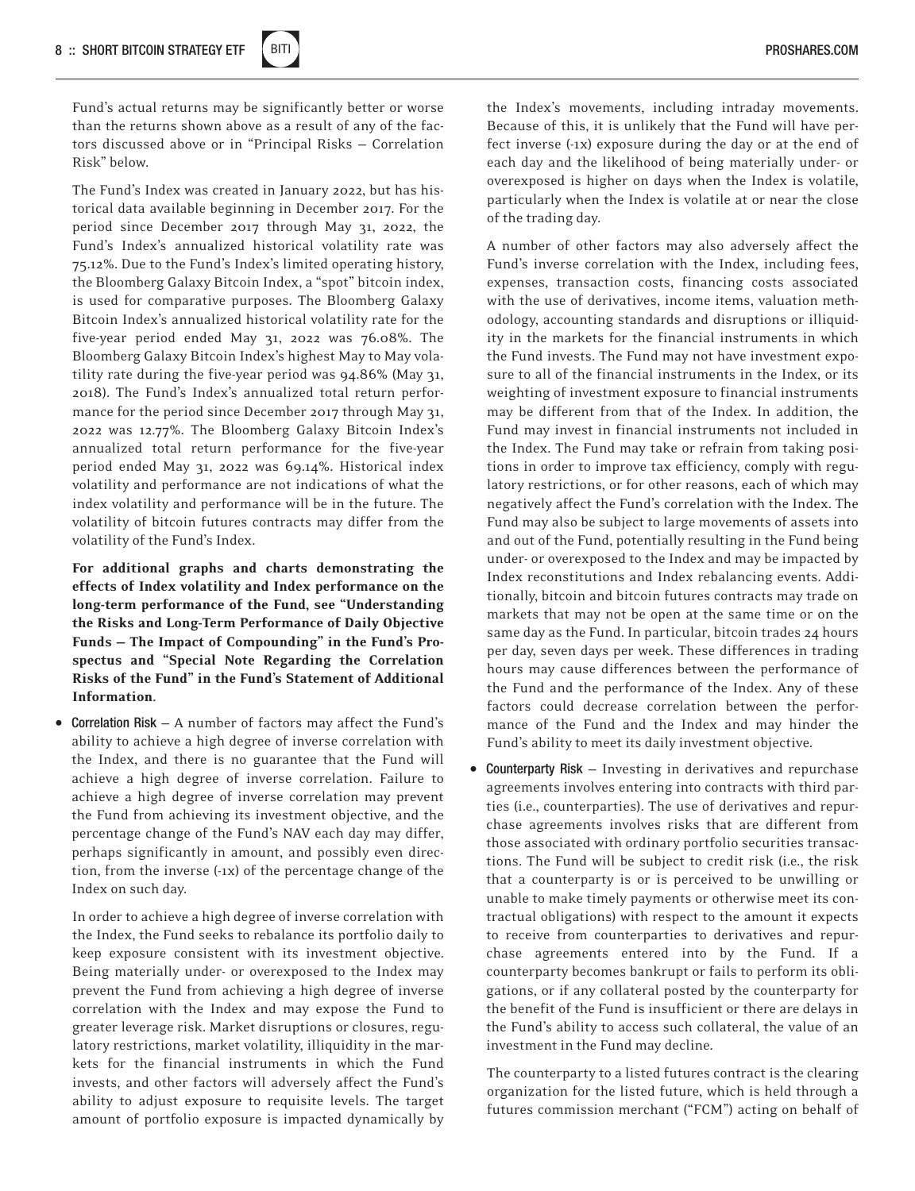Fund's actual returns may be significantly better or worse than the returns shown above as a result of any of the factors discussed above or in "Principal Risks — Correlation Risk" below.

The Fund's Index was created in January 2022, but has historical data available beginning in December 2017. For the period since December 2017 through May 31, 2022, the Fund's Index's annualized historical volatility rate was 75.12%. Due to the Fund's Index's limited operating history, the Bloomberg Galaxy Bitcoin Index, a "spot" bitcoin index, is used for comparative purposes. The Bloomberg Galaxy Bitcoin Index's annualized historical volatility rate for the five-year period ended May 31, 2022 was 76.08%. The Bloomberg Galaxy Bitcoin Index's highest May to May volatility rate during the five-year period was 94.86% (May 31, 2018). The Fund's Index's annualized total return performance for the period since December 2017 through May 31, 2022 was 12.77%. The Bloomberg Galaxy Bitcoin Index's annualized total return performance for the five-year period ended May 31, 2022 was 69.14%. Historical index volatility and performance are not indications of what the index volatility and performance will be in the future. The volatility of bitcoin futures contracts may differ from the volatility of the Fund's Index.

**For additional graphs and charts demonstrating the effects of Index volatility and Index performance on the long-term performance of the Fund, see "Understanding the Risks and Long-Term Performance of Daily Objective Funds — The Impact of Compounding" in the Fund's Prospectus and "Special Note Regarding the Correlation Risks of the Fund" in the Fund's Statement of Additional Information.**

- **Correlation Risk** — A number of factors may affect the Fund's ability to achieve a high degree of inverse correlation with the Index, and there is no guarantee that the Fund will achieve a high degree of inverse correlation. Failure to achieve a high degree of inverse correlation may prevent the Fund from achieving its investment objective, and the percentage change of the Fund's NAV each day may differ, perhaps significantly in amount, and possibly even direction, from the inverse (-1x) of the percentage change of the Index on such day.

  In order to achieve a high degree of inverse correlation with the Index, the Fund seeks to rebalance its portfolio daily to keep exposure consistent with its investment objective. Being materially under- or overexposed to the Index may prevent the Fund from achieving a high degree of inverse correlation with the Index and may expose the Fund to greater leverage risk. Market disruptions or closures, regulatory restrictions, market volatility, illiquidity in the markets for the financial instruments in which the Fund invests, and other factors will adversely affect the Fund's ability to adjust exposure to requisite levels. The target amount of portfolio exposure is impacted dynamically by the Index's movements, including intraday movements. Because of this, it is unlikely that the Fund will have perfect inverse (-1x) exposure during the day or at the end of each day and the likelihood of being materially under- or overexposed is higher on days when the Index is volatile, particularly when the Index is volatile at or near the close of the trading day.

  A number of other factors may also adversely affect the Fund's inverse correlation with the Index, including fees, expenses, transaction costs, financing costs associated with the use of derivatives, income items, valuation methodology, accounting standards and disruptions or illiquidity in the markets for the financial instruments in which the Fund invests. The Fund may not have investment exposure to all of the financial instruments in the Index, or its weighting of investment exposure to financial instruments may be different from that of the Index. In addition, the Fund may invest in financial instruments not included in the Index. The Fund may take or refrain from taking positions in order to improve tax efficiency, comply with regulatory restrictions, or for other reasons, each of which may negatively affect the Fund's correlation with the Index. The Fund may also be subject to large movements of assets into and out of the Fund, potentially resulting in the Fund being under- or overexposed to the Index and may be impacted by Index reconstitutions and Index rebalancing events. Additionally, bitcoin and bitcoin futures contracts may trade on markets that may not be open at the same time or on the same day as the Fund. In particular, bitcoin trades 24 hours per day, seven days per week. These differences in trading hours may cause differences between the performance of the Fund and the performance of the Index. Any of these factors could decrease correlation between the performance of the Fund and the Index and may hinder the Fund's ability to meet its daily investment objective.

- **Counterparty Risk** — Investing in derivatives and repurchase agreements involves entering into contracts with third parties (i.e., counterparties). The use of derivatives and repurchase agreements involves risks that are different from those associated with ordinary portfolio securities transactions. The Fund will be subject to credit risk (i.e., the risk that a counterparty is or is perceived to be unwilling or unable to make timely payments or otherwise meet its contractual obligations) with respect to the amount it expects to receive from counterparties to derivatives and repurchase agreements entered into by the Fund. If a counterparty becomes bankrupt or fails to perform its obligations, or if any collateral posted by the counterparty for the benefit of the Fund is insufficient or there are delays in the Fund's ability to access such collateral, the value of an investment in the Fund may decline.

  The counterparty to a listed futures contract is the clearing organization for the listed future, which is held through a futures commission merchant ("FCM") acting on behalf of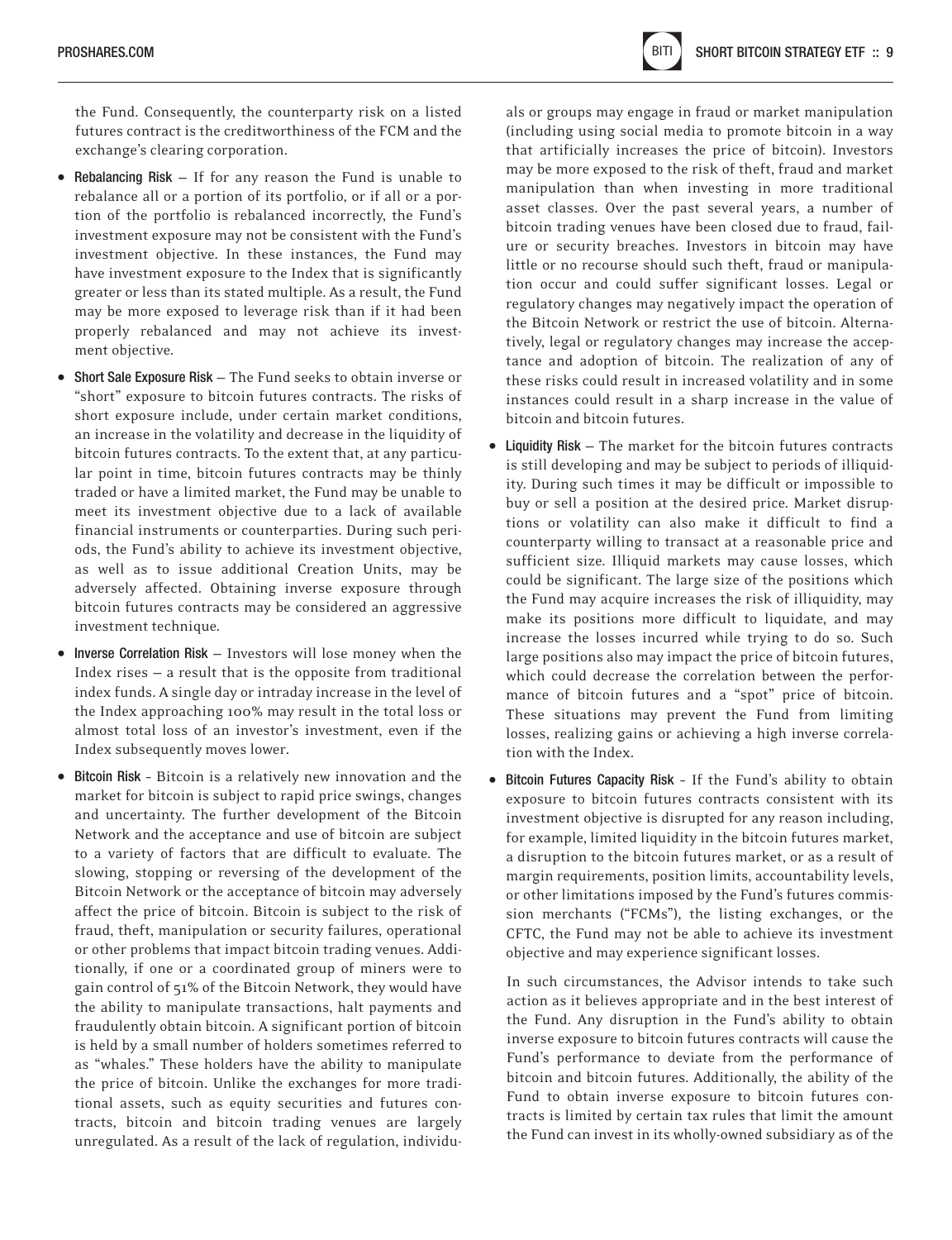the Fund. Consequently, the counterparty risk on a listed futures contract is the creditworthiness of the FCM and the exchange's clearing corporation.

- **Rebalancing Risk** — If for any reason the Fund is unable to rebalance all or a portion of its portfolio, or if all or a portion of the portfolio is rebalanced incorrectly, the Fund's investment exposure may not be consistent with the Fund's investment objective. In these instances, the Fund may have investment exposure to the Index that is significantly greater or less than its stated multiple. As a result, the Fund may be more exposed to leverage risk than if it had been properly rebalanced and may not achieve its investment objective.
- **Short Sale Exposure Risk** — The Fund seeks to obtain inverse or "short" exposure to bitcoin futures contracts. The risks of short exposure include, under certain market conditions, an increase in the volatility and decrease in the liquidity of bitcoin futures contracts. To the extent that, at any particular point in time, bitcoin futures contracts may be thinly traded or have a limited market, the Fund may be unable to meet its investment objective due to a lack of available financial instruments or counterparties. During such periods, the Fund's ability to achieve its investment objective, as well as to issue additional Creation Units, may be adversely affected. Obtaining inverse exposure through bitcoin futures contracts may be considered an aggressive investment technique.
- **Inverse Correlation Risk** — Investors will lose money when the Index rises — a result that is the opposite from traditional index funds. A single day or intraday increase in the level of the Index approaching 100% may result in the total loss or almost total loss of an investor's investment, even if the Index subsequently moves lower.
- **Bitcoin Risk** - Bitcoin is a relatively new innovation and the market for bitcoin is subject to rapid price swings, changes and uncertainty. The further development of the Bitcoin Network and the acceptance and use of bitcoin are subject to a variety of factors that are difficult to evaluate. The slowing, stopping or reversing of the development of the Bitcoin Network or the acceptance of bitcoin may adversely affect the price of bitcoin. Bitcoin is subject to the risk of fraud, theft, manipulation or security failures, operational or other problems that impact bitcoin trading venues. Additionally, if one or a coordinated group of miners were to gain control of 51% of the Bitcoin Network, they would have the ability to manipulate transactions, halt payments and fraudulently obtain bitcoin. A significant portion of bitcoin is held by a small number of holders sometimes referred to as "whales." These holders have the ability to manipulate the price of bitcoin. Unlike the exchanges for more traditional assets, such as equity securities and futures contracts, bitcoin and bitcoin trading venues are largely unregulated. As a result of the lack of regulation, individuals or groups may engage in fraud or market manipulation (including using social media to promote bitcoin in a way that artificially increases the price of bitcoin). Investors may be more exposed to the risk of theft, fraud and market manipulation than when investing in more traditional asset classes. Over the past several years, a number of bitcoin trading venues have been closed due to fraud, failure or security breaches. Investors in bitcoin may have little or no recourse should such theft, fraud or manipulation occur and could suffer significant losses. Legal or regulatory changes may negatively impact the operation of the Bitcoin Network or restrict the use of bitcoin. Alternatively, legal or regulatory changes may increase the acceptance and adoption of bitcoin. The realization of any of these risks could result in increased volatility and in some instances could result in a sharp increase in the value of bitcoin and bitcoin futures.
- **Liquidity Risk** — The market for the bitcoin futures contracts is still developing and may be subject to periods of illiquidity. During such times it may be difficult or impossible to buy or sell a position at the desired price. Market disruptions or volatility can also make it difficult to find a counterparty willing to transact at a reasonable price and sufficient size. Illiquid markets may cause losses, which could be significant. The large size of the positions which the Fund may acquire increases the risk of illiquidity, may make its positions more difficult to liquidate, and may increase the losses incurred while trying to do so. Such large positions also may impact the price of bitcoin futures, which could decrease the correlation between the performance of bitcoin futures and a "spot" price of bitcoin. These situations may prevent the Fund from limiting losses, realizing gains or achieving a high inverse correlation with the Index.
- **Bitcoin Futures Capacity Risk** - If the Fund's ability to obtain exposure to bitcoin futures contracts consistent with its investment objective is disrupted for any reason including, for example, limited liquidity in the bitcoin futures market, a disruption to the bitcoin futures market, or as a result of margin requirements, position limits, accountability levels, or other limitations imposed by the Fund's futures commission merchants ("FCMs"), the listing exchanges, or the CFTC, the Fund may not be able to achieve its investment objective and may experience significant losses.

  In such circumstances, the Advisor intends to take such action as it believes appropriate and in the best interest of the Fund. Any disruption in the Fund's ability to obtain inverse exposure to bitcoin futures contracts will cause the Fund's performance to deviate from the performance of bitcoin and bitcoin futures. Additionally, the ability of the Fund to obtain inverse exposure to bitcoin futures contracts is limited by certain tax rules that limit the amount the Fund can invest in its wholly-owned subsidiary as of the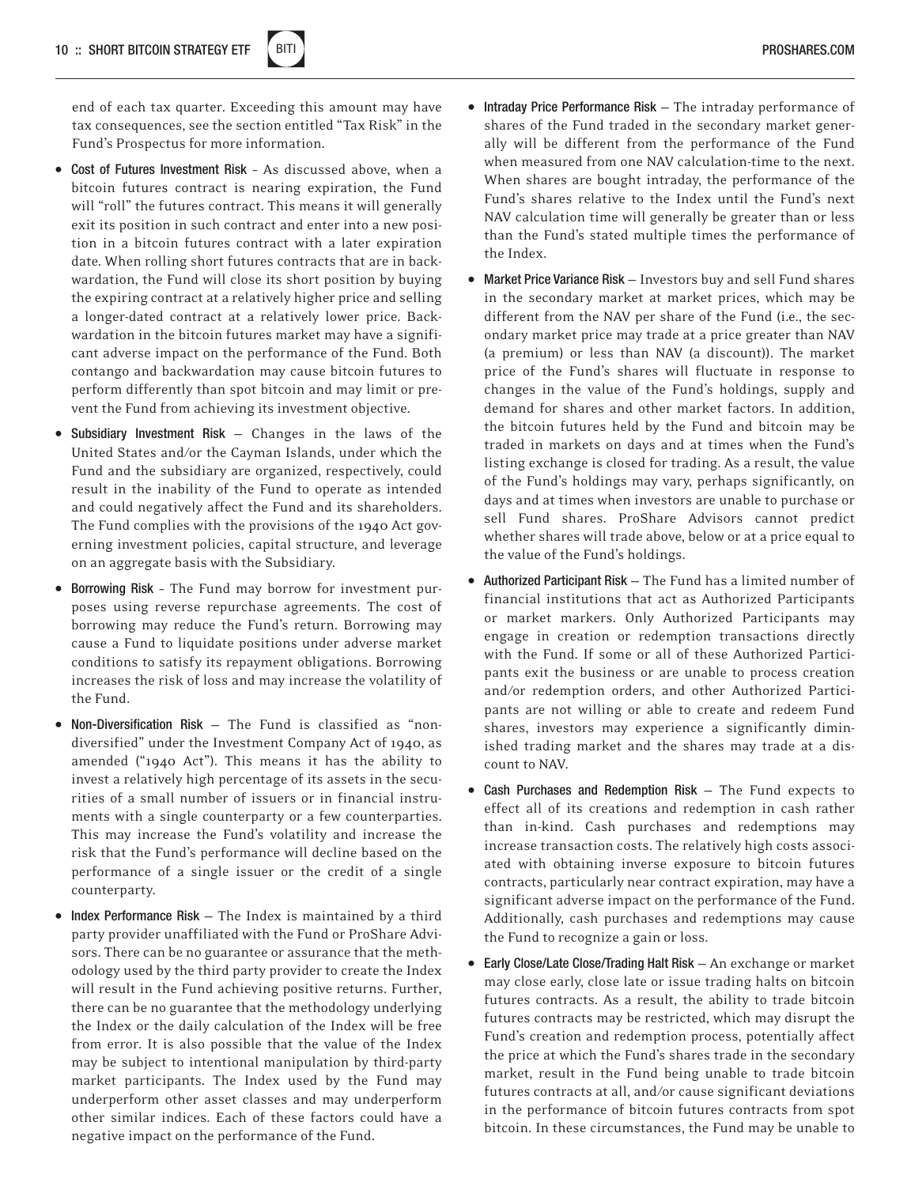end of each tax quarter. Exceeding this amount may have tax consequences, see the section entitled "Tax Risk" in the Fund's Prospectus for more information.

- **Cost of Futures Investment Risk** – As discussed above, when a bitcoin futures contract is nearing expiration, the Fund will "roll" the futures contract. This means it will generally exit its position in such contract and enter into a new position in a bitcoin futures contract with a later expiration date. When rolling short futures contracts that are in backwardation, the Fund will close its short position by buying the expiring contract at a relatively higher price and selling a longer-dated contract at a relatively lower price. Backwardation in the bitcoin futures market may have a significant adverse impact on the performance of the Fund. Both contango and backwardation may cause bitcoin futures to perform differently than spot bitcoin and may limit or prevent the Fund from achieving its investment objective.
- **Subsidiary Investment Risk** — Changes in the laws of the United States and/or the Cayman Islands, under which the Fund and the subsidiary are organized, respectively, could result in the inability of the Fund to operate as intended and could negatively affect the Fund and its shareholders. The Fund complies with the provisions of the 1940 Act governing investment policies, capital structure, and leverage on an aggregate basis with the Subsidiary.
- **Borrowing Risk** – The Fund may borrow for investment purposes using reverse repurchase agreements. The cost of borrowing may reduce the Fund's return. Borrowing may cause a Fund to liquidate positions under adverse market conditions to satisfy its repayment obligations. Borrowing increases the risk of loss and may increase the volatility of the Fund.
- **Non-Diversification Risk** — The Fund is classified as "non-diversified" under the Investment Company Act of 1940, as amended ("1940 Act"). This means it has the ability to invest a relatively high percentage of its assets in the securities of a small number of issuers or in financial instruments with a single counterparty or a few counterparties. This may increase the Fund's volatility and increase the risk that the Fund's performance will decline based on the performance of a single issuer or the credit of a single counterparty.
- **Index Performance Risk** — The Index is maintained by a third party provider unaffiliated with the Fund or ProShare Advisors. There can be no guarantee or assurance that the methodology used by the third party provider to create the Index will result in the Fund achieving positive returns. Further, there can be no guarantee that the methodology underlying the Index or the daily calculation of the Index will be free from error. It is also possible that the value of the Index may be subject to intentional manipulation by third-party market participants. The Index used by the Fund may underperform other asset classes and may underperform other similar indices. Each of these factors could have a negative impact on the performance of the Fund.
- **Intraday Price Performance Risk** — The intraday performance of shares of the Fund traded in the secondary market generally will be different from the performance of the Fund when measured from one NAV calculation-time to the next. When shares are bought intraday, the performance of the Fund's shares relative to the Index until the Fund's next NAV calculation time will generally be greater than or less than the Fund's stated multiple times the performance of the Index.
- **Market Price Variance Risk** — Investors buy and sell Fund shares in the secondary market at market prices, which may be different from the NAV per share of the Fund (i.e., the secondary market price may trade at a price greater than NAV (a premium) or less than NAV (a discount)). The market price of the Fund's shares will fluctuate in response to changes in the value of the Fund's holdings, supply and demand for shares and other market factors. In addition, the bitcoin futures held by the Fund and bitcoin may be traded in markets on days and at times when the Fund's listing exchange is closed for trading. As a result, the value of the Fund's holdings may vary, perhaps significantly, on days and at times when investors are unable to purchase or sell Fund shares. ProShare Advisors cannot predict whether shares will trade above, below or at a price equal to the value of the Fund's holdings.
- **Authorized Participant Risk** — The Fund has a limited number of financial institutions that act as Authorized Participants or market markers. Only Authorized Participants may engage in creation or redemption transactions directly with the Fund. If some or all of these Authorized Participants exit the business or are unable to process creation and/or redemption orders, and other Authorized Participants are not willing or able to create and redeem Fund shares, investors may experience a significantly diminished trading market and the shares may trade at a discount to NAV.
- **Cash Purchases and Redemption Risk** — The Fund expects to effect all of its creations and redemption in cash rather than in-kind. Cash purchases and redemptions may increase transaction costs. The relatively high costs associated with obtaining inverse exposure to bitcoin futures contracts, particularly near contract expiration, may have a significant adverse impact on the performance of the Fund. Additionally, cash purchases and redemptions may cause the Fund to recognize a gain or loss.
- **Early Close/Late Close/Trading Halt Risk** — An exchange or market may close early, close late or issue trading halts on bitcoin futures contracts. As a result, the ability to trade bitcoin futures contracts may be restricted, which may disrupt the Fund's creation and redemption process, potentially affect the price at which the Fund's shares trade in the secondary market, result in the Fund being unable to trade bitcoin futures contracts at all, and/or cause significant deviations in the performance of bitcoin futures contracts from spot bitcoin. In these circumstances, the Fund may be unable to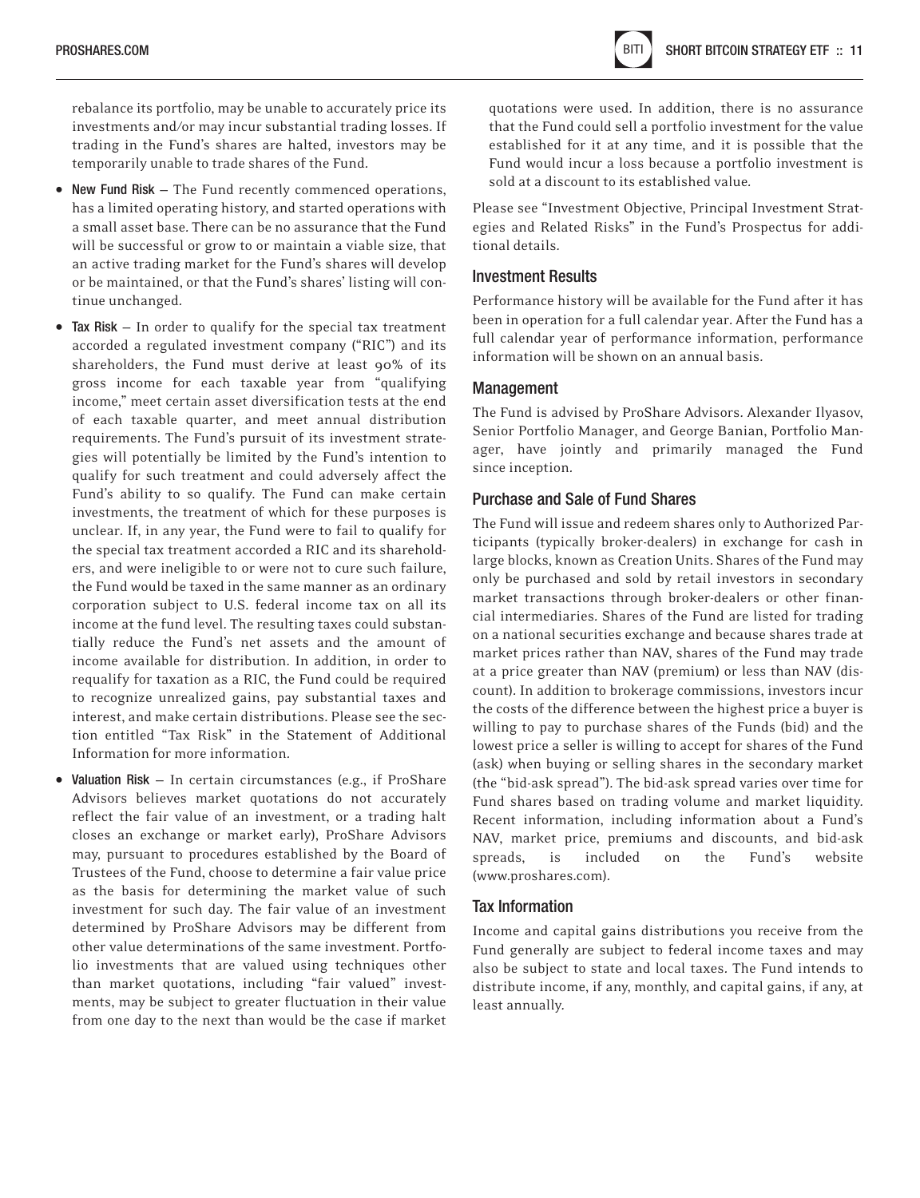rebalance its portfolio, may be unable to accurately price its investments and/or may incur substantial trading losses. If trading in the Fund's shares are halted, investors may be temporarily unable to trade shares of the Fund.

- **New Fund Risk** — The Fund recently commenced operations, has a limited operating history, and started operations with a small asset base. There can be no assurance that the Fund will be successful or grow to or maintain a viable size, that an active trading market for the Fund's shares will develop or be maintained, or that the Fund's shares' listing will continue unchanged.
- **Tax Risk** — In order to qualify for the special tax treatment accorded a regulated investment company ("RIC") and its shareholders, the Fund must derive at least 90% of its gross income for each taxable year from "qualifying income," meet certain asset diversification tests at the end of each taxable quarter, and meet annual distribution requirements. The Fund's pursuit of its investment strategies will potentially be limited by the Fund's intention to qualify for such treatment and could adversely affect the Fund's ability to so qualify. The Fund can make certain investments, the treatment of which for these purposes is unclear. If, in any year, the Fund were to fail to qualify for the special tax treatment accorded a RIC and its shareholders, and were ineligible to or were not to cure such failure, the Fund would be taxed in the same manner as an ordinary corporation subject to U.S. federal income tax on all its income at the fund level. The resulting taxes could substantially reduce the Fund's net assets and the amount of income available for distribution. In addition, in order to requalify for taxation as a RIC, the Fund could be required to recognize unrealized gains, pay substantial taxes and interest, and make certain distributions. Please see the section entitled "Tax Risk" in the Statement of Additional Information for more information.
- **Valuation Risk** — In certain circumstances (e.g., if ProShare Advisors believes market quotations do not accurately reflect the fair value of an investment, or a trading halt closes an exchange or market early), ProShare Advisors may, pursuant to procedures established by the Board of Trustees of the Fund, choose to determine a fair value price as the basis for determining the market value of such investment for such day. The fair value of an investment determined by ProShare Advisors may be different from other value determinations of the same investment. Portfolio investments that are valued using techniques other than market quotations, including "fair valued" investments, may be subject to greater fluctuation in their value from one day to the next than would be the case if market quotations were used. In addition, there is no assurance that the Fund could sell a portfolio investment for the value established for it at any time, and it is possible that the Fund would incur a loss because a portfolio investment is sold at a discount to its established value.

Please see "Investment Objective, Principal Investment Strategies and Related Risks" in the Fund's Prospectus for additional details.

## Investment Results

Performance history will be available for the Fund after it has been in operation for a full calendar year. After the Fund has a full calendar year of performance information, performance information will be shown on an annual basis.

## Management

The Fund is advised by ProShare Advisors. Alexander Ilyasov, Senior Portfolio Manager, and George Banian, Portfolio Manager, have jointly and primarily managed the Fund since inception.

## Purchase and Sale of Fund Shares

The Fund will issue and redeem shares only to Authorized Participants (typically broker-dealers) in exchange for cash in large blocks, known as Creation Units. Shares of the Fund may only be purchased and sold by retail investors in secondary market transactions through broker-dealers or other financial intermediaries. Shares of the Fund are listed for trading on a national securities exchange and because shares trade at market prices rather than NAV, shares of the Fund may trade at a price greater than NAV (premium) or less than NAV (discount). In addition to brokerage commissions, investors incur the costs of the difference between the highest price a buyer is willing to pay to purchase shares of the Funds (bid) and the lowest price a seller is willing to accept for shares of the Fund (ask) when buying or selling shares in the secondary market (the "bid-ask spread"). The bid-ask spread varies over time for Fund shares based on trading volume and market liquidity. Recent information, including information about a Fund's NAV, market price, premiums and discounts, and bid-ask spreads, is included on the Fund's website (www.proshares.com).

## Tax Information

Income and capital gains distributions you receive from the Fund generally are subject to federal income taxes and may also be subject to state and local taxes. The Fund intends to distribute income, if any, monthly, and capital gains, if any, at least annually.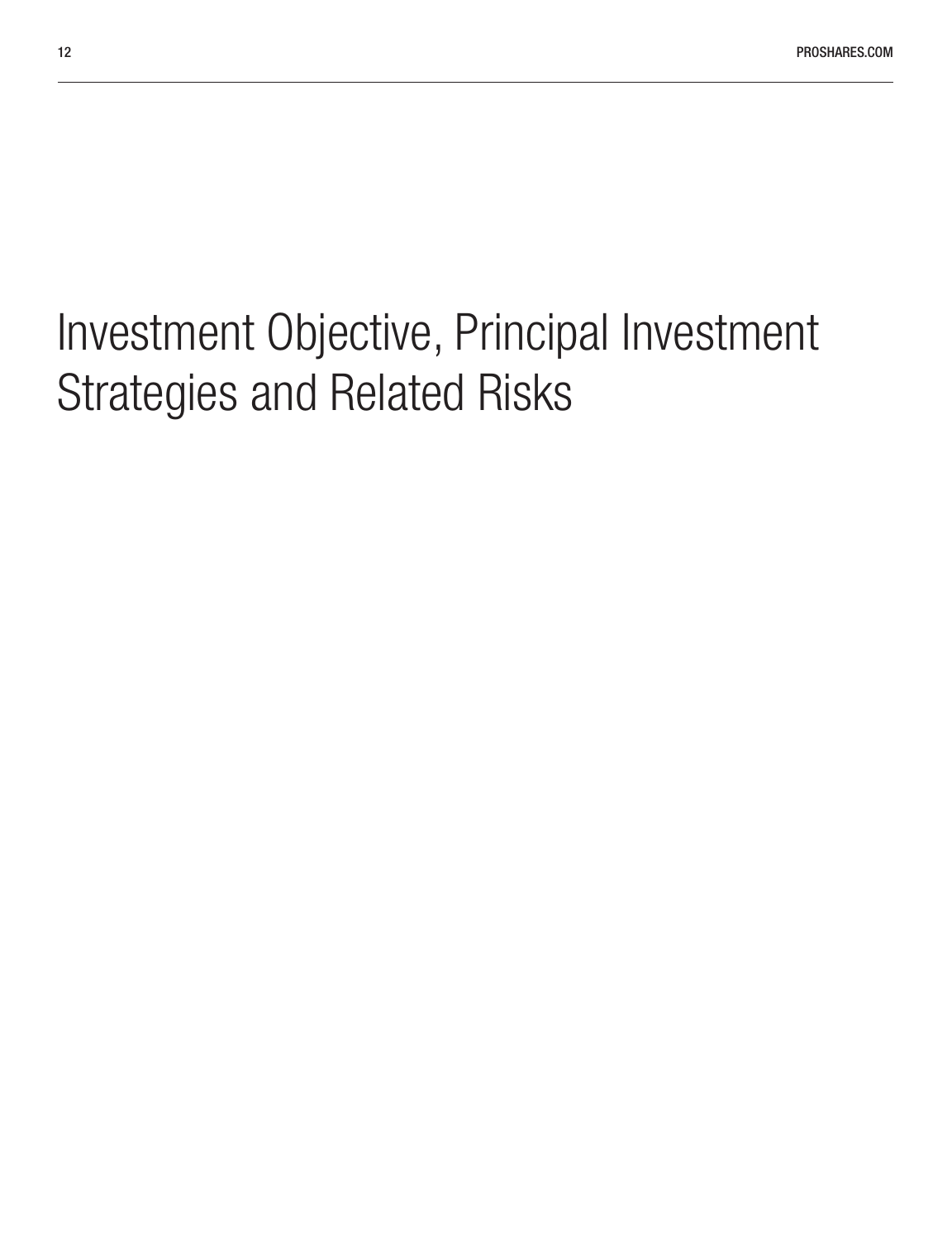# Investment Objective, Principal Investment Strategies and Related Risks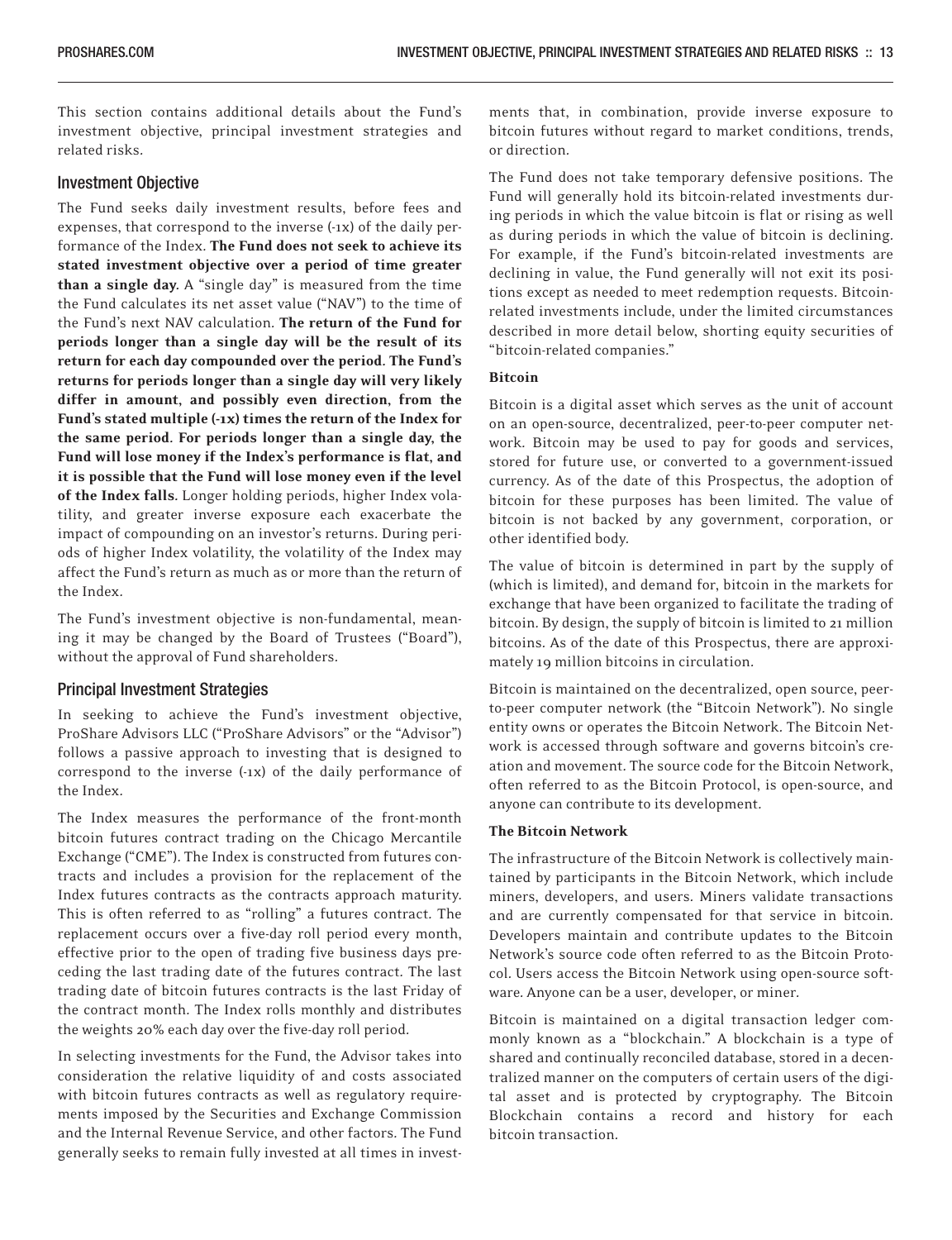This section contains additional details about the Fund's investment objective, principal investment strategies and related risks.

## Investment Objective

The Fund seeks daily investment results, before fees and expenses, that correspond to the inverse (-1x) of the daily performance of the Index. **The Fund does not seek to achieve its stated investment objective over a period of time greater than a single day.** A "single day" is measured from the time the Fund calculates its net asset value ("NAV") to the time of the Fund's next NAV calculation. **The return of the Fund for periods longer than a single day will be the result of its return for each day compounded over the period. The Fund's returns for periods longer than a single day will very likely differ in amount, and possibly even direction, from the Fund's stated multiple (-1x) times the return of the Index for the same period. For periods longer than a single day, the Fund will lose money if the Index's performance is flat, and it is possible that the Fund will lose money even if the level of the Index falls.** Longer holding periods, higher Index volatility, and greater inverse exposure each exacerbate the impact of compounding on an investor's returns. During periods of higher Index volatility, the volatility of the Index may affect the Fund's return as much as or more than the return of the Index.

The Fund's investment objective is non-fundamental, meaning it may be changed by the Board of Trustees ("Board"), without the approval of Fund shareholders.

## Principal Investment Strategies

In seeking to achieve the Fund's investment objective, ProShare Advisors LLC ("ProShare Advisors" or the "Advisor") follows a passive approach to investing that is designed to correspond to the inverse (-1x) of the daily performance of the Index.

The Index measures the performance of the front-month bitcoin futures contract trading on the Chicago Mercantile Exchange ("CME"). The Index is constructed from futures contracts and includes a provision for the replacement of the Index futures contracts as the contracts approach maturity. This is often referred to as "rolling" a futures contract. The replacement occurs over a five-day roll period every month, effective prior to the open of trading five business days preceding the last trading date of the futures contract. The last trading date of bitcoin futures contracts is the last Friday of the contract month. The Index rolls monthly and distributes the weights 20% each day over the five-day roll period.

In selecting investments for the Fund, the Advisor takes into consideration the relative liquidity of and costs associated with bitcoin futures contracts as well as regulatory requirements imposed by the Securities and Exchange Commission and the Internal Revenue Service, and other factors. The Fund generally seeks to remain fully invested at all times in investments that, in combination, provide inverse exposure to bitcoin futures without regard to market conditions, trends, or direction.

The Fund does not take temporary defensive positions. The Fund will generally hold its bitcoin-related investments during periods in which the value bitcoin is flat or rising as well as during periods in which the value of bitcoin is declining. For example, if the Fund's bitcoin-related investments are declining in value, the Fund generally will not exit its positions except as needed to meet redemption requests. Bitcoin-related investments include, under the limited circumstances described in more detail below, shorting equity securities of "bitcoin-related companies."

**Bitcoin**

Bitcoin is a digital asset which serves as the unit of account on an open-source, decentralized, peer-to-peer computer network. Bitcoin may be used to pay for goods and services, stored for future use, or converted to a government-issued currency. As of the date of this Prospectus, the adoption of bitcoin for these purposes has been limited. The value of bitcoin is not backed by any government, corporation, or other identified body.

The value of bitcoin is determined in part by the supply of (which is limited), and demand for, bitcoin in the markets for exchange that have been organized to facilitate the trading of bitcoin. By design, the supply of bitcoin is limited to 21 million bitcoins. As of the date of this Prospectus, there are approximately 19 million bitcoins in circulation.

Bitcoin is maintained on the decentralized, open source, peer-to-peer computer network (the "Bitcoin Network"). No single entity owns or operates the Bitcoin Network. The Bitcoin Network is accessed through software and governs bitcoin's creation and movement. The source code for the Bitcoin Network, often referred to as the Bitcoin Protocol, is open-source, and anyone can contribute to its development.

**The Bitcoin Network**

The infrastructure of the Bitcoin Network is collectively maintained by participants in the Bitcoin Network, which include miners, developers, and users. Miners validate transactions and are currently compensated for that service in bitcoin. Developers maintain and contribute updates to the Bitcoin Network's source code often referred to as the Bitcoin Protocol. Users access the Bitcoin Network using open-source software. Anyone can be a user, developer, or miner.

Bitcoin is maintained on a digital transaction ledger commonly known as a "blockchain." A blockchain is a type of shared and continually reconciled database, stored in a decentralized manner on the computers of certain users of the digital asset and is protected by cryptography. The Bitcoin Blockchain contains a record and history for each bitcoin transaction.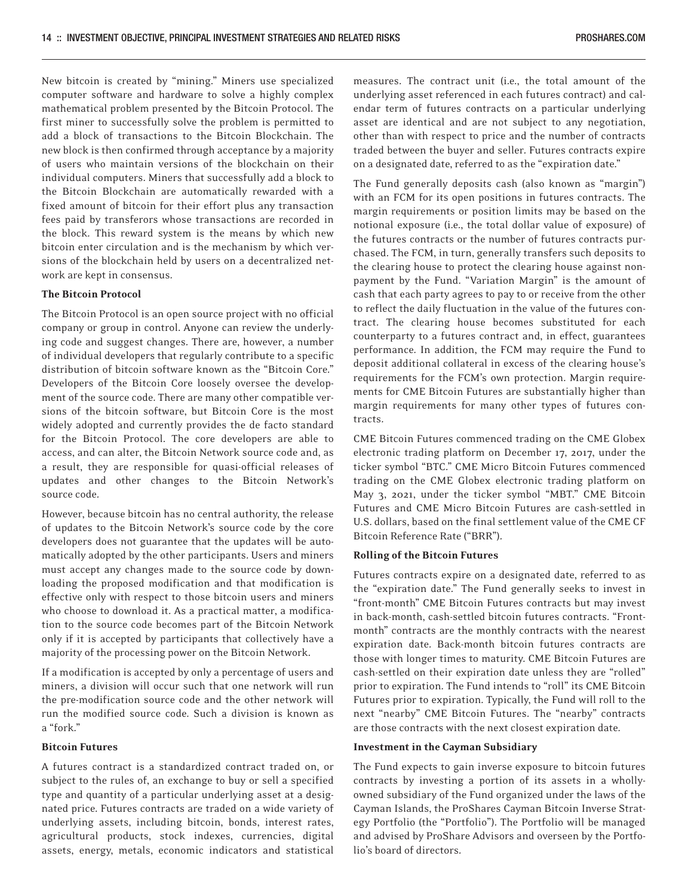New bitcoin is created by "mining." Miners use specialized computer software and hardware to solve a highly complex mathematical problem presented by the Bitcoin Protocol. The first miner to successfully solve the problem is permitted to add a block of transactions to the Bitcoin Blockchain. The new block is then confirmed through acceptance by a majority of users who maintain versions of the blockchain on their individual computers. Miners that successfully add a block to the Bitcoin Blockchain are automatically rewarded with a fixed amount of bitcoin for their effort plus any transaction fees paid by transferors whose transactions are recorded in the block. This reward system is the means by which new bitcoin enter circulation and is the mechanism by which versions of the blockchain held by users on a decentralized network are kept in consensus.

**The Bitcoin Protocol**

The Bitcoin Protocol is an open source project with no official company or group in control. Anyone can review the underlying code and suggest changes. There are, however, a number of individual developers that regularly contribute to a specific distribution of bitcoin software known as the "Bitcoin Core." Developers of the Bitcoin Core loosely oversee the development of the source code. There are many other compatible versions of the bitcoin software, but Bitcoin Core is the most widely adopted and currently provides the de facto standard for the Bitcoin Protocol. The core developers are able to access, and can alter, the Bitcoin Network source code and, as a result, they are responsible for quasi-official releases of updates and other changes to the Bitcoin Network's source code.

However, because bitcoin has no central authority, the release of updates to the Bitcoin Network's source code by the core developers does not guarantee that the updates will be automatically adopted by the other participants. Users and miners must accept any changes made to the source code by downloading the proposed modification and that modification is effective only with respect to those bitcoin users and miners who choose to download it. As a practical matter, a modification to the source code becomes part of the Bitcoin Network only if it is accepted by participants that collectively have a majority of the processing power on the Bitcoin Network.

If a modification is accepted by only a percentage of users and miners, a division will occur such that one network will run the pre-modification source code and the other network will run the modified source code. Such a division is known as a "fork."

**Bitcoin Futures**

A futures contract is a standardized contract traded on, or subject to the rules of, an exchange to buy or sell a specified type and quantity of a particular underlying asset at a designated price. Futures contracts are traded on a wide variety of underlying assets, including bitcoin, bonds, interest rates, agricultural products, stock indexes, currencies, digital assets, energy, metals, economic indicators and statistical measures. The contract unit (i.e., the total amount of the underlying asset referenced in each futures contract) and calendar term of futures contracts on a particular underlying asset are identical and are not subject to any negotiation, other than with respect to price and the number of contracts traded between the buyer and seller. Futures contracts expire on a designated date, referred to as the "expiration date."

The Fund generally deposits cash (also known as "margin") with an FCM for its open positions in futures contracts. The margin requirements or position limits may be based on the notional exposure (i.e., the total dollar value of exposure) of the futures contracts or the number of futures contracts purchased. The FCM, in turn, generally transfers such deposits to the clearing house to protect the clearing house against nonpayment by the Fund. "Variation Margin" is the amount of cash that each party agrees to pay to or receive from the other to reflect the daily fluctuation in the value of the futures contract. The clearing house becomes substituted for each counterparty to a futures contract and, in effect, guarantees performance. In addition, the FCM may require the Fund to deposit additional collateral in excess of the clearing house's requirements for the FCM's own protection. Margin requirements for CME Bitcoin Futures are substantially higher than margin requirements for many other types of futures contracts.

CME Bitcoin Futures commenced trading on the CME Globex electronic trading platform on December 17, 2017, under the ticker symbol "BTC." CME Micro Bitcoin Futures commenced trading on the CME Globex electronic trading platform on May 3, 2021, under the ticker symbol "MBT." CME Bitcoin Futures and CME Micro Bitcoin Futures are cash-settled in U.S. dollars, based on the final settlement value of the CME CF Bitcoin Reference Rate ("BRR").

**Rolling of the Bitcoin Futures**

Futures contracts expire on a designated date, referred to as the "expiration date." The Fund generally seeks to invest in "front-month" CME Bitcoin Futures contracts but may invest in back-month, cash-settled bitcoin futures contracts. "Front-month" contracts are the monthly contracts with the nearest expiration date. Back-month bitcoin futures contracts are those with longer times to maturity. CME Bitcoin Futures are cash-settled on their expiration date unless they are "rolled" prior to expiration. The Fund intends to "roll" its CME Bitcoin Futures prior to expiration. Typically, the Fund will roll to the next "nearby" CME Bitcoin Futures. The "nearby" contracts are those contracts with the next closest expiration date.

**Investment in the Cayman Subsidiary**

The Fund expects to gain inverse exposure to bitcoin futures contracts by investing a portion of its assets in a wholly-owned subsidiary of the Fund organized under the laws of the Cayman Islands, the ProShares Cayman Bitcoin Inverse Strategy Portfolio (the "Portfolio"). The Portfolio will be managed and advised by ProShare Advisors and overseen by the Portfolio's board of directors.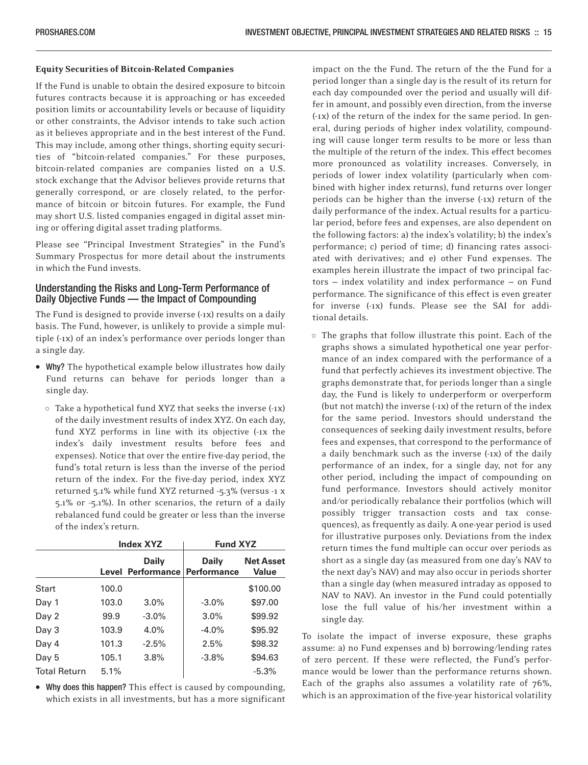### Equity Securities of Bitcoin-Related Companies

If the Fund is unable to obtain the desired exposure to bitcoin futures contracts because it is approaching or has exceeded position limits or accountability levels or because of liquidity or other constraints, the Advisor intends to take such action as it believes appropriate and in the best interest of the Fund. This may include, among other things, shorting equity securities of "bitcoin-related companies." For these purposes, bitcoin-related companies are companies listed on a U.S. stock exchange that the Advisor believes provide returns that generally correspond, or are closely related, to the performance of bitcoin or bitcoin futures. For example, the Fund may short U.S. listed companies engaged in digital asset mining or offering digital asset trading platforms.

Please see "Principal Investment Strategies" in the Fund's Summary Prospectus for more detail about the instruments in which the Fund invests.

## Understanding the Risks and Long-Term Performance of Daily Objective Funds — the Impact of Compounding

The Fund is designed to provide inverse (-1x) results on a daily basis. The Fund, however, is unlikely to provide a simple multiple (-1x) of an index's performance over periods longer than a single day.

- **Why?** The hypothetical example below illustrates how daily Fund returns can behave for periods longer than a single day.
  - Take a hypothetical fund XYZ that seeks the inverse (-1x) of the daily investment results of index XYZ. On each day, fund XYZ performs in line with its objective (-1x the index's daily investment results before fees and expenses). Notice that over the entire five-day period, the fund's total return is less than the inverse of the period return of the index. For the five-day period, index XYZ returned 5.1% while fund XYZ returned -5.3% (versus -1 x 5.1% or -5.1%). In other scenarios, the return of a daily rebalanced fund could be greater or less than the inverse of the index's return.

| | Index XYZ | | Fund XYZ | |
|---|---|---|---|---|
| | Level | Daily Performance | Daily Performance | Net Asset Value |
| Start | 100.0 | | | $100.00 |
| Day 1 | 103.0 | 3.0% | -3.0% | $97.00 |
| Day 2 | 99.9 | -3.0% | 3.0% | $99.92 |
| Day 3 | 103.9 | 4.0% | -4.0% | $95.92 |
| Day 4 | 101.3 | -2.5% | 2.5% | $98.32 |
| Day 5 | 105.1 | 3.8% | -3.8% | $94.63 |
| Total Return | 5.1% | | | -5.3% |

- **Why does this happen?** This effect is caused by compounding, which exists in all investments, but has a more significant impact on the the Fund. The return of the the Fund for a period longer than a single day is the result of its return for each day compounded over the period and usually will differ in amount, and possibly even direction, from the inverse (-1x) of the return of the index for the same period. In general, during periods of higher index volatility, compounding will cause longer term results to be more or less than the multiple of the return of the index. This effect becomes more pronounced as volatility increases. Conversely, in periods of lower index volatility (particularly when combined with higher index returns), fund returns over longer periods can be higher than the inverse (-1x) return of the daily performance of the index. Actual results for a particular period, before fees and expenses, are also dependent on the following factors: a) the index's volatility; b) the index's performance; c) period of time; d) financing rates associated with derivatives; and e) other Fund expenses. The examples herein illustrate the impact of two principal factors — index volatility and index performance — on Fund performance. The significance of this effect is even greater for inverse (-1x) funds. Please see the SAI for additional details.
  - The graphs that follow illustrate this point. Each of the graphs shows a simulated hypothetical one year performance of an index compared with the performance of a fund that perfectly achieves its investment objective. The graphs demonstrate that, for periods longer than a single day, the Fund is likely to underperform or overperform (but not match) the inverse (-1x) of the return of the index for the same period. Investors should understand the consequences of seeking daily investment results, before fees and expenses, that correspond to the performance of a daily benchmark such as the inverse (-1x) of the daily performance of an index, for a single day, not for any other period, including the impact of compounding on fund performance. Investors should actively monitor and/or periodically rebalance their portfolios (which will possibly trigger transaction costs and tax consequences), as frequently as daily. A one-year period is used for illustrative purposes only. Deviations from the index return times the fund multiple can occur over periods as short as a single day (as measured from one day's NAV to the next day's NAV) and may also occur in periods shorter than a single day (when measured intraday as opposed to NAV to NAV). An investor in the Fund could potentially lose the full value of his/her investment within a single day.

To isolate the impact of inverse exposure, these graphs assume: a) no Fund expenses and b) borrowing/lending rates of zero percent. If these were reflected, the Fund's performance would be lower than the performance returns shown. Each of the graphs also assumes a volatility rate of 76%, which is an approximation of the five-year historical volatility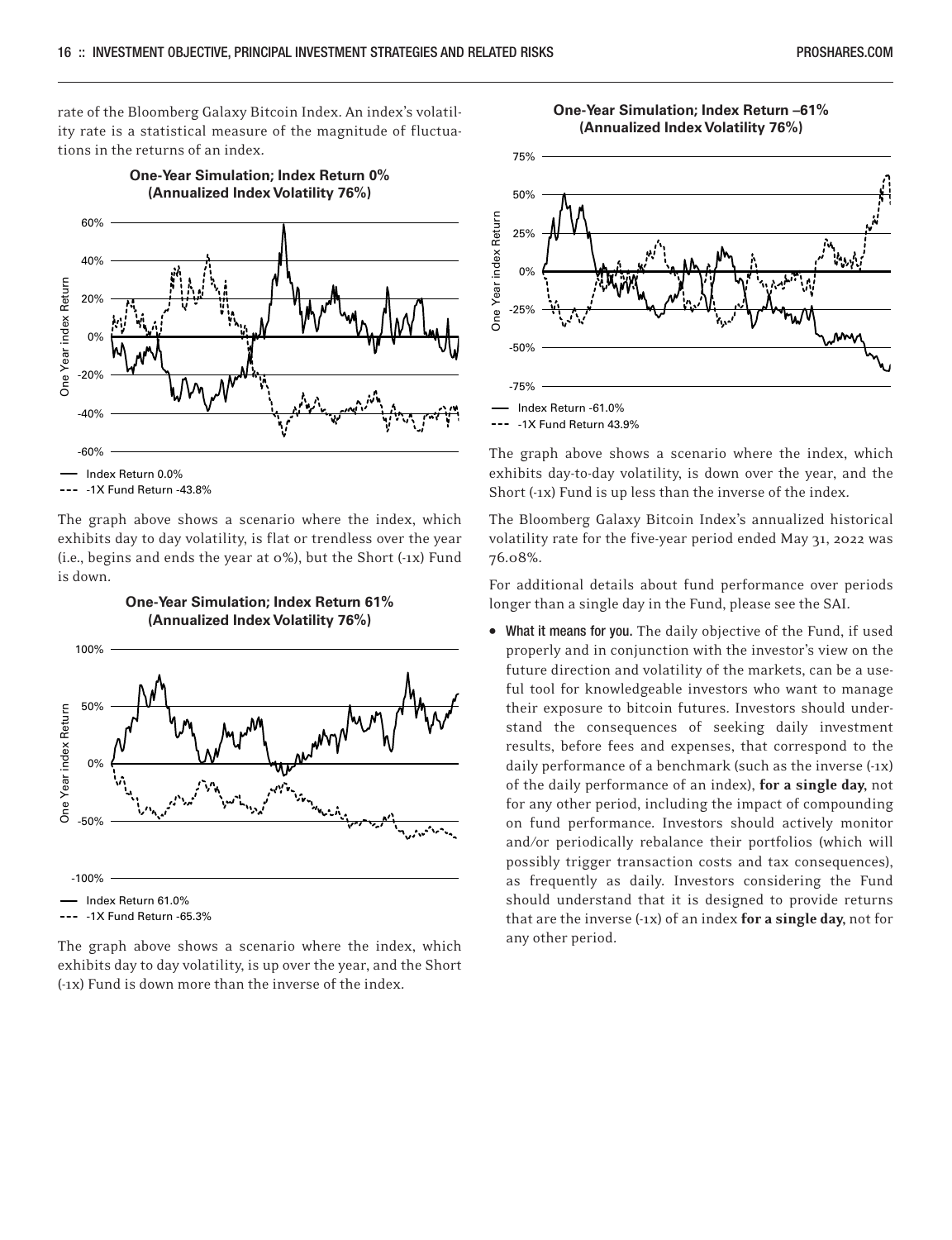rate of the Bloomberg Galaxy Bitcoin Index. An index's volatility rate is a statistical measure of the magnitude of fluctuations in the returns of an index.

**One-Year Simulation; Index Return 0% (Annualized Index Volatility 76%)**

— Index Return 0.0%
--- -1X Fund Return -43.8%

The graph above shows a scenario where the index, which exhibits day to day volatility, is flat or trendless over the year (i.e., begins and ends the year at 0%), but the Short (-1x) Fund is down.

**One-Year Simulation; Index Return 61% (Annualized Index Volatility 76%)**

— Index Return 61.0%
--- -1X Fund Return -65.3%

The graph above shows a scenario where the index, which exhibits day to day volatility, is up over the year, and the Short (-1x) Fund is down more than the inverse of the index.

**One-Year Simulation; Index Return –61% (Annualized Index Volatility 76%)**

— Index Return -61.0%
--- -1X Fund Return 43.9%

The graph above shows a scenario where the index, which exhibits day-to-day volatility, is down over the year, and the Short (-1x) Fund is up less than the inverse of the index.

The Bloomberg Galaxy Bitcoin Index's annualized historical volatility rate for the five-year period ended May 31, 2022 was 76.08%.

For additional details about fund performance over periods longer than a single day in the Fund, please see the SAI.

- **What it means for you.** The daily objective of the Fund, if used properly and in conjunction with the investor's view on the future direction and volatility of the markets, can be a useful tool for knowledgeable investors who want to manage their exposure to bitcoin futures. Investors should understand the consequences of seeking daily investment results, before fees and expenses, that correspond to the daily performance of a benchmark (such as the inverse (-1x) of the daily performance of an index), **for a single day,** not for any other period, including the impact of compounding on fund performance. Investors should actively monitor and/or periodically rebalance their portfolios (which will possibly trigger transaction costs and tax consequences), as frequently as daily. Investors considering the Fund should understand that it is designed to provide returns that are the inverse (-1x) of an index **for a single day,** not for any other period.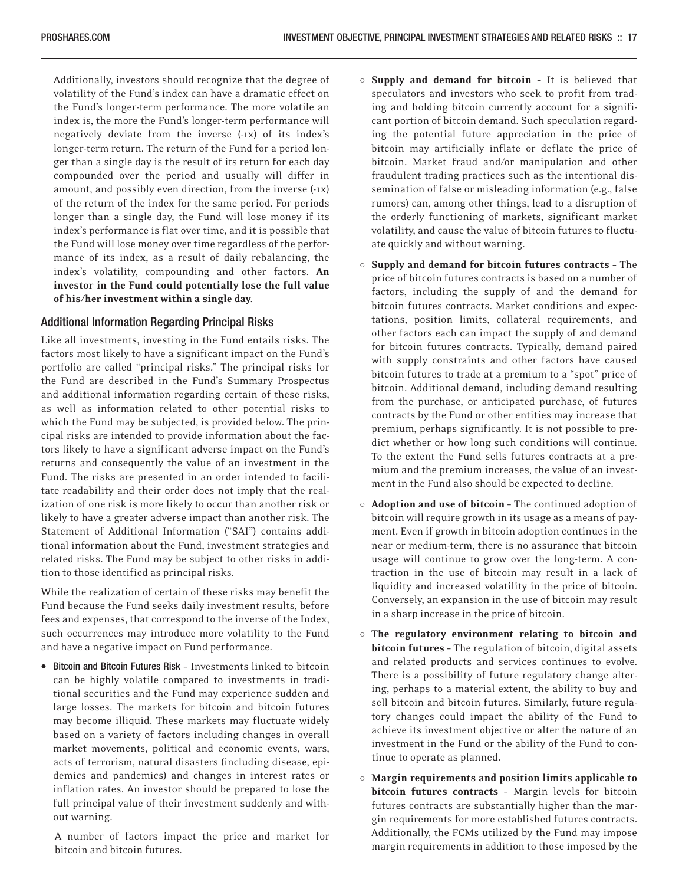Additionally, investors should recognize that the degree of volatility of the Fund's index can have a dramatic effect on the Fund's longer-term performance. The more volatile an index is, the more the Fund's longer-term performance will negatively deviate from the inverse (-1x) of its index's longer-term return. The return of the Fund for a period longer than a single day is the result of its return for each day compounded over the period and usually will differ in amount, and possibly even direction, from the inverse (-1x) of the return of the index for the same period. For periods longer than a single day, the Fund will lose money if its index's performance is flat over time, and it is possible that the Fund will lose money over time regardless of the performance of its index, as a result of daily rebalancing, the index's volatility, compounding and other factors. **An investor in the Fund could potentially lose the full value of his/her investment within a single day.**

## Additional Information Regarding Principal Risks

Like all investments, investing in the Fund entails risks. The factors most likely to have a significant impact on the Fund's portfolio are called "principal risks." The principal risks for the Fund are described in the Fund's Summary Prospectus and additional information regarding certain of these risks, as well as information related to other potential risks to which the Fund may be subjected, is provided below. The principal risks are intended to provide information about the factors likely to have a significant adverse impact on the Fund's returns and consequently the value of an investment in the Fund. The risks are presented in an order intended to facilitate readability and their order does not imply that the realization of one risk is more likely to occur than another risk or likely to have a greater adverse impact than another risk. The Statement of Additional Information ("SAI") contains additional information about the Fund, investment strategies and related risks. The Fund may be subject to other risks in addition to those identified as principal risks.

While the realization of certain of these risks may benefit the Fund because the Fund seeks daily investment results, before fees and expenses, that correspond to the inverse of the Index, such occurrences may introduce more volatility to the Fund and have a negative impact on Fund performance.

- Bitcoin and Bitcoin Futures Risk – Investments linked to bitcoin can be highly volatile compared to investments in traditional securities and the Fund may experience sudden and large losses. The markets for bitcoin and bitcoin futures may become illiquid. These markets may fluctuate widely based on a variety of factors including changes in overall market movements, political and economic events, wars, acts of terrorism, natural disasters (including disease, epidemics and pandemics) and changes in interest rates or inflation rates. An investor should be prepared to lose the full principal value of their investment suddenly and without warning.

  A number of factors impact the price and market for bitcoin and bitcoin futures.

  - **Supply and demand for bitcoin** – It is believed that speculators and investors who seek to profit from trading and holding bitcoin currently account for a significant portion of bitcoin demand. Such speculation regarding the potential future appreciation in the price of bitcoin may artificially inflate or deflate the price of bitcoin. Market fraud and/or manipulation and other fraudulent trading practices such as the intentional dissemination of false or misleading information (e.g., false rumors) can, among other things, lead to a disruption of the orderly functioning of markets, significant market volatility, and cause the value of bitcoin futures to fluctuate quickly and without warning.
  - **Supply and demand for bitcoin futures contracts** – The price of bitcoin futures contracts is based on a number of factors, including the supply of and the demand for bitcoin futures contracts. Market conditions and expectations, position limits, collateral requirements, and other factors each can impact the supply of and demand for bitcoin futures contracts. Typically, demand paired with supply constraints and other factors have caused bitcoin futures to trade at a premium to a "spot" price of bitcoin. Additional demand, including demand resulting from the purchase, or anticipated purchase, of futures contracts by the Fund or other entities may increase that premium, perhaps significantly. It is not possible to predict whether or how long such conditions will continue. To the extent the Fund sells futures contracts at a premium and the premium increases, the value of an investment in the Fund also should be expected to decline.
  - **Adoption and use of bitcoin** – The continued adoption of bitcoin will require growth in its usage as a means of payment. Even if growth in bitcoin adoption continues in the near or medium-term, there is no assurance that bitcoin usage will continue to grow over the long-term. A contraction in the use of bitcoin may result in a lack of liquidity and increased volatility in the price of bitcoin. Conversely, an expansion in the use of bitcoin may result in a sharp increase in the price of bitcoin.
  - **The regulatory environment relating to bitcoin and bitcoin futures** – The regulation of bitcoin, digital assets and related products and services continues to evolve. There is a possibility of future regulatory change altering, perhaps to a material extent, the ability to buy and sell bitcoin and bitcoin futures. Similarly, future regulatory changes could impact the ability of the Fund to achieve its investment objective or alter the nature of an investment in the Fund or the ability of the Fund to continue to operate as planned.
  - **Margin requirements and position limits applicable to bitcoin futures contracts** – Margin levels for bitcoin futures contracts are substantially higher than the margin requirements for more established futures contracts. Additionally, the FCMs utilized by the Fund may impose margin requirements in addition to those imposed by the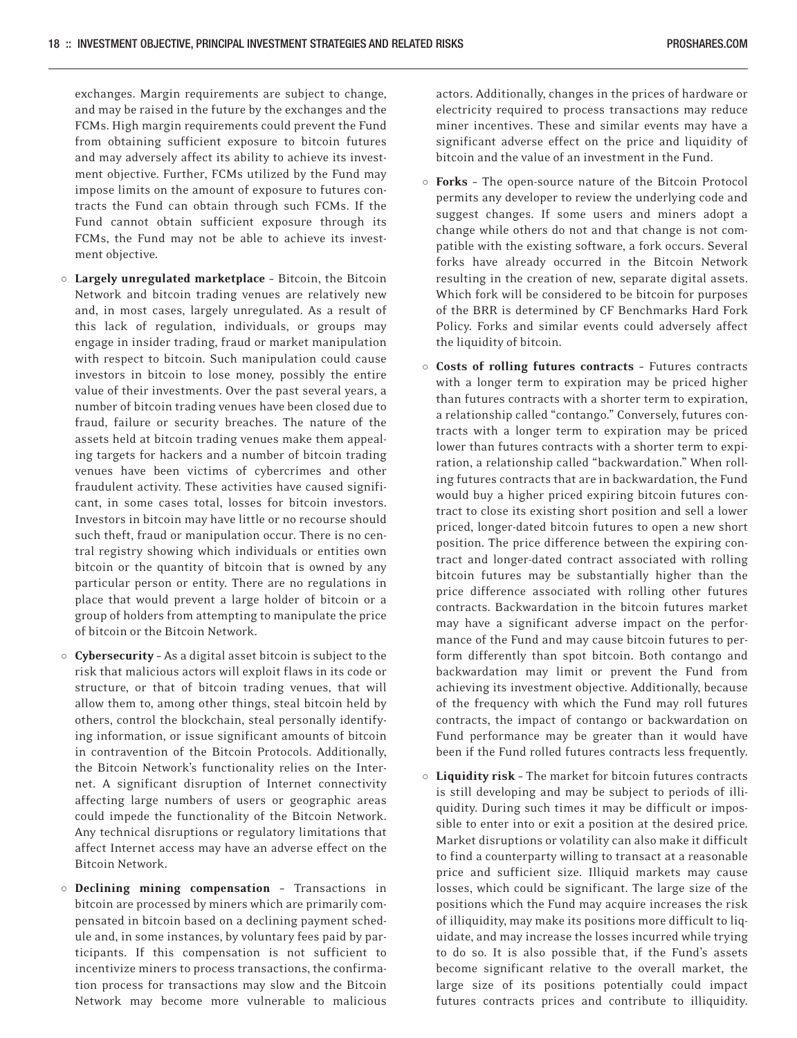exchanges. Margin requirements are subject to change, and may be raised in the future by the exchanges and the FCMs. High margin requirements could prevent the Fund from obtaining sufficient exposure to bitcoin futures and may adversely affect its ability to achieve its investment objective. Further, FCMs utilized by the Fund may impose limits on the amount of exposure to futures contracts the Fund can obtain through such FCMs. If the Fund cannot obtain sufficient exposure through its FCMs, the Fund may not be able to achieve its investment objective.

- **Largely unregulated marketplace** – Bitcoin, the Bitcoin Network and bitcoin trading venues are relatively new and, in most cases, largely unregulated. As a result of this lack of regulation, individuals, or groups may engage in insider trading, fraud or market manipulation with respect to bitcoin. Such manipulation could cause investors in bitcoin to lose money, possibly the entire value of their investments. Over the past several years, a number of bitcoin trading venues have been closed due to fraud, failure or security breaches. The nature of the assets held at bitcoin trading venues make them appealing targets for hackers and a number of bitcoin trading venues have been victims of cybercrimes and other fraudulent activity. These activities have caused significant, in some cases total, losses for bitcoin investors. Investors in bitcoin may have little or no recourse should such theft, fraud or manipulation occur. There is no central registry showing which individuals or entities own bitcoin or the quantity of bitcoin that is owned by any particular person or entity. There are no regulations in place that would prevent a large holder of bitcoin or a group of holders from attempting to manipulate the price of bitcoin or the Bitcoin Network.

- **Cybersecurity** – As a digital asset bitcoin is subject to the risk that malicious actors will exploit flaws in its code or structure, or that of bitcoin trading venues, that will allow them to, among other things, steal bitcoin held by others, control the blockchain, steal personally identifying information, or issue significant amounts of bitcoin in contravention of the Bitcoin Protocols. Additionally, the Bitcoin Network's functionality relies on the Internet. A significant disruption of Internet connectivity affecting large numbers of users or geographic areas could impede the functionality of the Bitcoin Network. Any technical disruptions or regulatory limitations that affect Internet access may have an adverse effect on the Bitcoin Network.

- **Declining mining compensation** – Transactions in bitcoin are processed by miners which are primarily compensated in bitcoin based on a declining payment schedule and, in some instances, by voluntary fees paid by participants. If this compensation is not sufficient to incentivize miners to process transactions, the confirmation process for transactions may slow and the Bitcoin Network may become more vulnerable to malicious actors. Additionally, changes in the prices of hardware or electricity required to process transactions may reduce miner incentives. These and similar events may have a significant adverse effect on the price and liquidity of bitcoin and the value of an investment in the Fund.

- **Forks** – The open-source nature of the Bitcoin Protocol permits any developer to review the underlying code and suggest changes. If some users and miners adopt a change while others do not and that change is not compatible with the existing software, a fork occurs. Several forks have already occurred in the Bitcoin Network resulting in the creation of new, separate digital assets. Which fork will be considered to be bitcoin for purposes of the BRR is determined by CF Benchmarks Hard Fork Policy. Forks and similar events could adversely affect the liquidity of bitcoin.

- **Costs of rolling futures contracts** – Futures contracts with a longer term to expiration may be priced higher than futures contracts with a shorter term to expiration, a relationship called "contango." Conversely, futures contracts with a longer term to expiration may be priced lower than futures contracts with a shorter term to expiration, a relationship called "backwardation." When rolling futures contracts that are in backwardation, the Fund would buy a higher priced expiring bitcoin futures contract to close its existing short position and sell a lower priced, longer-dated bitcoin futures to open a new short position. The price difference between the expiring contract and longer-dated contract associated with rolling bitcoin futures may be substantially higher than the price difference associated with rolling other futures contracts. Backwardation in the bitcoin futures market may have a significant adverse impact on the performance of the Fund and may cause bitcoin futures to perform differently than spot bitcoin. Both contango and backwardation may limit or prevent the Fund from achieving its investment objective. Additionally, because of the frequency with which the Fund may roll futures contracts, the impact of contango or backwardation on Fund performance may be greater than it would have been if the Fund rolled futures contracts less frequently.

- **Liquidity risk** – The market for bitcoin futures contracts is still developing and may be subject to periods of illiquidity. During such times it may be difficult or impossible to enter into or exit a position at the desired price. Market disruptions or volatility can also make it difficult to find a counterparty willing to transact at a reasonable price and sufficient size. Illiquid markets may cause losses, which could be significant. The large size of the positions which the Fund may acquire increases the risk of illiquidity, may make its positions more difficult to liquidate, and may increase the losses incurred while trying to do so. It is also possible that, if the Fund's assets become significant relative to the overall market, the large size of its positions potentially could impact futures contracts prices and contribute to illiquidity.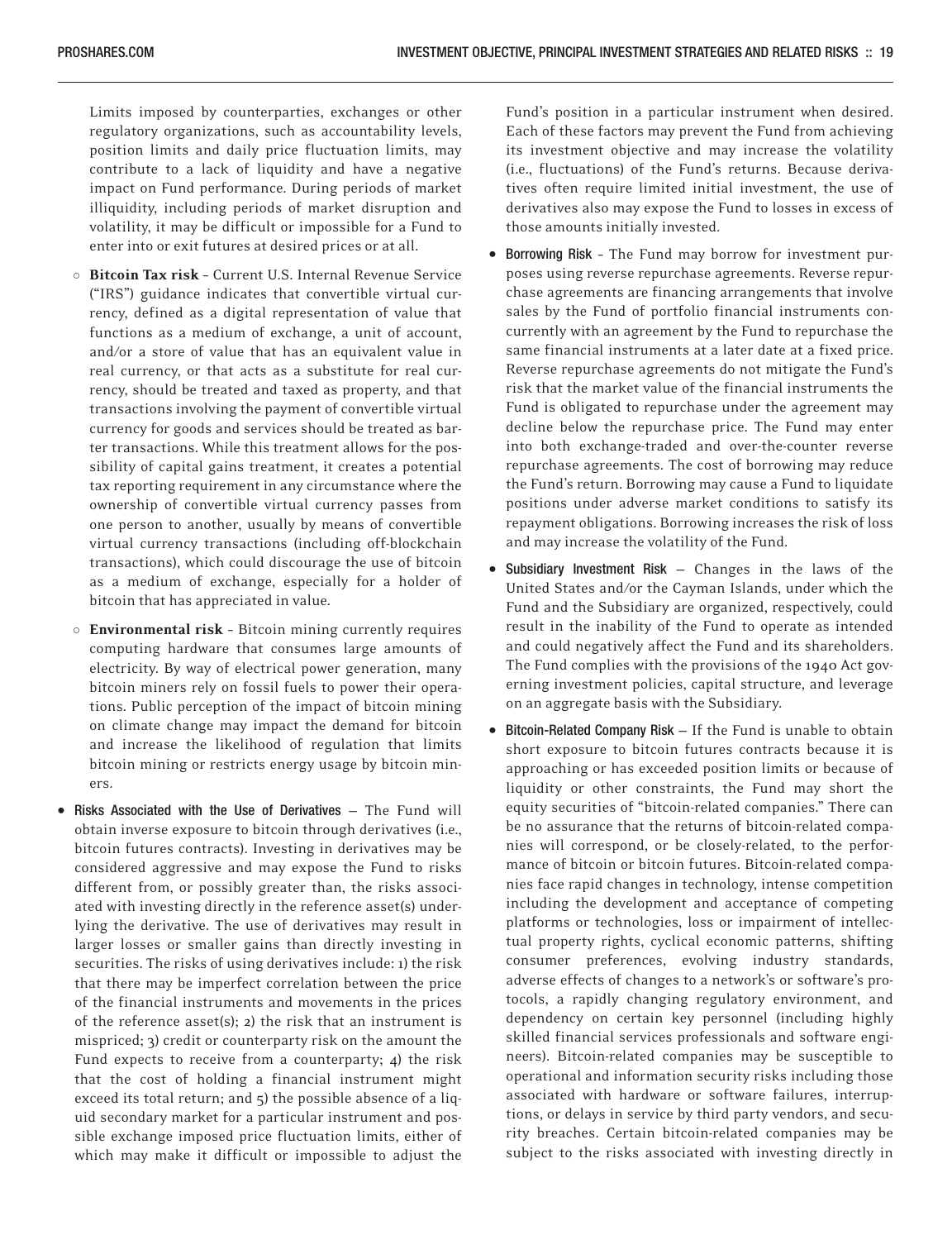Limits imposed by counterparties, exchanges or other regulatory organizations, such as accountability levels, position limits and daily price fluctuation limits, may contribute to a lack of liquidity and have a negative impact on Fund performance. During periods of market illiquidity, including periods of market disruption and volatility, it may be difficult or impossible for a Fund to enter into or exit futures at desired prices or at all.

- **Bitcoin Tax risk** – Current U.S. Internal Revenue Service ("IRS") guidance indicates that convertible virtual currency, defined as a digital representation of value that functions as a medium of exchange, a unit of account, and/or a store of value that has an equivalent value in real currency, or that acts as a substitute for real currency, should be treated and taxed as property, and that transactions involving the payment of convertible virtual currency for goods and services should be treated as barter transactions. While this treatment allows for the possibility of capital gains treatment, it creates a potential tax reporting requirement in any circumstance where the ownership of convertible virtual currency passes from one person to another, usually by means of convertible virtual currency transactions (including off-blockchain transactions), which could discourage the use of bitcoin as a medium of exchange, especially for a holder of bitcoin that has appreciated in value.
- **Environmental risk** – Bitcoin mining currently requires computing hardware that consumes large amounts of electricity. By way of electrical power generation, many bitcoin miners rely on fossil fuels to power their operations. Public perception of the impact of bitcoin mining on climate change may impact the demand for bitcoin and increase the likelihood of regulation that limits bitcoin mining or restricts energy usage by bitcoin miners.

- **Risks Associated with the Use of Derivatives** — The Fund will obtain inverse exposure to bitcoin through derivatives (i.e., bitcoin futures contracts). Investing in derivatives may be considered aggressive and may expose the Fund to risks different from, or possibly greater than, the risks associated with investing directly in the reference asset(s) underlying the derivative. The use of derivatives may result in larger losses or smaller gains than directly investing in securities. The risks of using derivatives include: 1) the risk that there may be imperfect correlation between the price of the financial instruments and movements in the prices of the reference asset(s); 2) the risk that an instrument is mispriced; 3) credit or counterparty risk on the amount the Fund expects to receive from a counterparty; 4) the risk that the cost of holding a financial instrument might exceed its total return; and 5) the possible absence of a liquid secondary market for a particular instrument and possible exchange imposed price fluctuation limits, either of which may make it difficult or impossible to adjust the Fund's position in a particular instrument when desired. Each of these factors may prevent the Fund from achieving its investment objective and may increase the volatility (i.e., fluctuations) of the Fund's returns. Because derivatives often require limited initial investment, the use of derivatives also may expose the Fund to losses in excess of those amounts initially invested.
- **Borrowing Risk** – The Fund may borrow for investment purposes using reverse repurchase agreements. Reverse repurchase agreements are financing arrangements that involve sales by the Fund of portfolio financial instruments concurrently with an agreement by the Fund to repurchase the same financial instruments at a later date at a fixed price. Reverse repurchase agreements do not mitigate the Fund's risk that the market value of the financial instruments the Fund is obligated to repurchase under the agreement may decline below the repurchase price. The Fund may enter into both exchange-traded and over-the-counter reverse repurchase agreements. The cost of borrowing may reduce the Fund's return. Borrowing may cause a Fund to liquidate positions under adverse market conditions to satisfy its repayment obligations. Borrowing increases the risk of loss and may increase the volatility of the Fund.
- **Subsidiary Investment Risk** — Changes in the laws of the United States and/or the Cayman Islands, under which the Fund and the Subsidiary are organized, respectively, could result in the inability of the Fund to operate as intended and could negatively affect the Fund and its shareholders. The Fund complies with the provisions of the 1940 Act governing investment policies, capital structure, and leverage on an aggregate basis with the Subsidiary.
- **Bitcoin-Related Company Risk** — If the Fund is unable to obtain short exposure to bitcoin futures contracts because it is approaching or has exceeded position limits or because of liquidity or other constraints, the Fund may short the equity securities of "bitcoin-related companies." There can be no assurance that the returns of bitcoin-related companies will correspond, or be closely-related, to the performance of bitcoin or bitcoin futures. Bitcoin-related companies face rapid changes in technology, intense competition including the development and acceptance of competing platforms or technologies, loss or impairment of intellectual property rights, cyclical economic patterns, shifting consumer preferences, evolving industry standards, adverse effects of changes to a network's or software's protocols, a rapidly changing regulatory environment, and dependency on certain key personnel (including highly skilled financial services professionals and software engineers). Bitcoin-related companies may be susceptible to operational and information security risks including those associated with hardware or software failures, interruptions, or delays in service by third party vendors, and security breaches. Certain bitcoin-related companies may be subject to the risks associated with investing directly in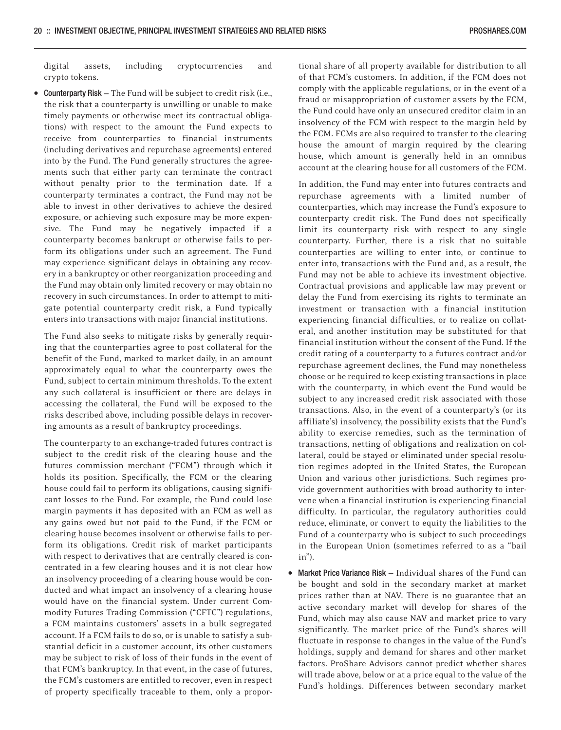digital assets, including cryptocurrencies and crypto tokens.

- **Counterparty Risk** — The Fund will be subject to credit risk (i.e., the risk that a counterparty is unwilling or unable to make timely payments or otherwise meet its contractual obligations) with respect to the amount the Fund expects to receive from counterparties to financial instruments (including derivatives and repurchase agreements) entered into by the Fund. The Fund generally structures the agreements such that either party can terminate the contract without penalty prior to the termination date. If a counterparty terminates a contract, the Fund may not be able to invest in other derivatives to achieve the desired exposure, or achieving such exposure may be more expensive. The Fund may be negatively impacted if a counterparty becomes bankrupt or otherwise fails to perform its obligations under such an agreement. The Fund may experience significant delays in obtaining any recovery in a bankruptcy or other reorganization proceeding and the Fund may obtain only limited recovery or may obtain no recovery in such circumstances. In order to attempt to mitigate potential counterparty credit risk, a Fund typically enters into transactions with major financial institutions.

  The Fund also seeks to mitigate risks by generally requiring that the counterparties agree to post collateral for the benefit of the Fund, marked to market daily, in an amount approximately equal to what the counterparty owes the Fund, subject to certain minimum thresholds. To the extent any such collateral is insufficient or there are delays in accessing the collateral, the Fund will be exposed to the risks described above, including possible delays in recovering amounts as a result of bankruptcy proceedings.

  The counterparty to an exchange-traded futures contract is subject to the credit risk of the clearing house and the futures commission merchant ("FCM") through which it holds its position. Specifically, the FCM or the clearing house could fail to perform its obligations, causing significant losses to the Fund. For example, the Fund could lose margin payments it has deposited with an FCM as well as any gains owed but not paid to the Fund, if the FCM or clearing house becomes insolvent or otherwise fails to perform its obligations. Credit risk of market participants with respect to derivatives that are centrally cleared is concentrated in a few clearing houses and it is not clear how an insolvency proceeding of a clearing house would be conducted and what impact an insolvency of a clearing house would have on the financial system. Under current Commodity Futures Trading Commission ("CFTC") regulations, a FCM maintains customers' assets in a bulk segregated account. If a FCM fails to do so, or is unable to satisfy a substantial deficit in a customer account, its other customers may be subject to risk of loss of their funds in the event of that FCM's bankruptcy. In that event, in the case of futures, the FCM's customers are entitled to recover, even in respect of property specifically traceable to them, only a proportional share of all property available for distribution to all of that FCM's customers. In addition, if the FCM does not comply with the applicable regulations, or in the event of a fraud or misappropriation of customer assets by the FCM, the Fund could have only an unsecured creditor claim in an insolvency of the FCM with respect to the margin held by the FCM. FCMs are also required to transfer to the clearing house the amount of margin required by the clearing house, which amount is generally held in an omnibus account at the clearing house for all customers of the FCM.

  In addition, the Fund may enter into futures contracts and repurchase agreements with a limited number of counterparties, which may increase the Fund's exposure to counterparty credit risk. The Fund does not specifically limit its counterparty risk with respect to any single counterparty. Further, there is a risk that no suitable counterparties are willing to enter into, or continue to enter into, transactions with the Fund and, as a result, the Fund may not be able to achieve its investment objective. Contractual provisions and applicable law may prevent or delay the Fund from exercising its rights to terminate an investment or transaction with a financial institution experiencing financial difficulties, or to realize on collateral, and another institution may be substituted for that financial institution without the consent of the Fund. If the credit rating of a counterparty to a futures contract and/or repurchase agreement declines, the Fund may nonetheless choose or be required to keep existing transactions in place with the counterparty, in which event the Fund would be subject to any increased credit risk associated with those transactions. Also, in the event of a counterparty's (or its affiliate's) insolvency, the possibility exists that the Fund's ability to exercise remedies, such as the termination of transactions, netting of obligations and realization on collateral, could be stayed or eliminated under special resolution regimes adopted in the United States, the European Union and various other jurisdictions. Such regimes provide government authorities with broad authority to intervene when a financial institution is experiencing financial difficulty. In particular, the regulatory authorities could reduce, eliminate, or convert to equity the liabilities to the Fund of a counterparty who is subject to such proceedings in the European Union (sometimes referred to as a "bail in").

- **Market Price Variance Risk** — Individual shares of the Fund can be bought and sold in the secondary market at market prices rather than at NAV. There is no guarantee that an active secondary market will develop for shares of the Fund, which may also cause NAV and market price to vary significantly. The market price of the Fund's shares will fluctuate in response to changes in the value of the Fund's holdings, supply and demand for shares and other market factors. ProShare Advisors cannot predict whether shares will trade above, below or at a price equal to the value of the Fund's holdings. Differences between secondary market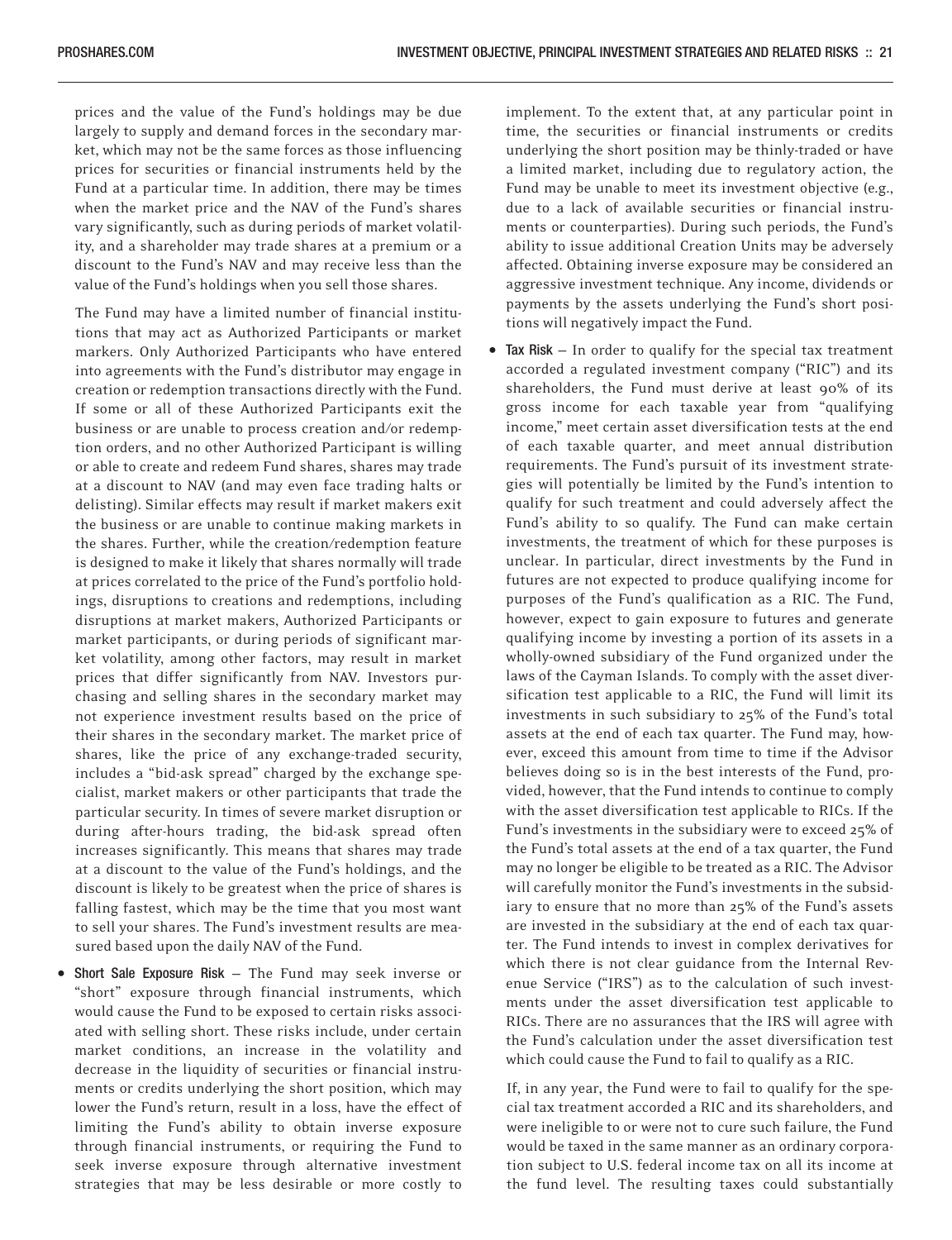prices and the value of the Fund's holdings may be due largely to supply and demand forces in the secondary market, which may not be the same forces as those influencing prices for securities or financial instruments held by the Fund at a particular time. In addition, there may be times when the market price and the NAV of the Fund's shares vary significantly, such as during periods of market volatility, and a shareholder may trade shares at a premium or a discount to the Fund's NAV and may receive less than the value of the Fund's holdings when you sell those shares.

The Fund may have a limited number of financial institutions that may act as Authorized Participants or market markers. Only Authorized Participants who have entered into agreements with the Fund's distributor may engage in creation or redemption transactions directly with the Fund. If some or all of these Authorized Participants exit the business or are unable to process creation and/or redemption orders, and no other Authorized Participant is willing or able to create and redeem Fund shares, shares may trade at a discount to NAV (and may even face trading halts or delisting). Similar effects may result if market makers exit the business or are unable to continue making markets in the shares. Further, while the creation/redemption feature is designed to make it likely that shares normally will trade at prices correlated to the price of the Fund's portfolio holdings, disruptions to creations and redemptions, including disruptions at market makers, Authorized Participants or market participants, or during periods of significant market volatility, among other factors, may result in market prices that differ significantly from NAV. Investors purchasing and selling shares in the secondary market may not experience investment results based on the price of their shares in the secondary market. The market price of shares, like the price of any exchange-traded security, includes a "bid-ask spread" charged by the exchange specialist, market makers or other participants that trade the particular security. In times of severe market disruption or during after-hours trading, the bid-ask spread often increases significantly. This means that shares may trade at a discount to the value of the Fund's holdings, and the discount is likely to be greatest when the price of shares is falling fastest, which may be the time that you most want to sell your shares. The Fund's investment results are measured based upon the daily NAV of the Fund.

- **Short Sale Exposure Risk** — The Fund may seek inverse or "short" exposure through financial instruments, which would cause the Fund to be exposed to certain risks associated with selling short. These risks include, under certain market conditions, an increase in the volatility and decrease in the liquidity of securities or financial instruments or credits underlying the short position, which may lower the Fund's return, result in a loss, have the effect of limiting the Fund's ability to obtain inverse exposure through financial instruments, or requiring the Fund to seek inverse exposure through alternative investment strategies that may be less desirable or more costly to implement. To the extent that, at any particular point in time, the securities or financial instruments or credits underlying the short position may be thinly-traded or have a limited market, including due to regulatory action, the Fund may be unable to meet its investment objective (e.g., due to a lack of available securities or financial instruments or counterparties). During such periods, the Fund's ability to issue additional Creation Units may be adversely affected. Obtaining inverse exposure may be considered an aggressive investment technique. Any income, dividends or payments by the assets underlying the Fund's short positions will negatively impact the Fund.

- **Tax Risk** — In order to qualify for the special tax treatment accorded a regulated investment company ("RIC") and its shareholders, the Fund must derive at least 90% of its gross income for each taxable year from "qualifying income," meet certain asset diversification tests at the end of each taxable quarter, and meet annual distribution requirements. The Fund's pursuit of its investment strategies will potentially be limited by the Fund's intention to qualify for such treatment and could adversely affect the Fund's ability to so qualify. The Fund can make certain investments, the treatment of which for these purposes is unclear. In particular, direct investments by the Fund in futures are not expected to produce qualifying income for purposes of the Fund's qualification as a RIC. The Fund, however, expect to gain exposure to futures and generate qualifying income by investing a portion of its assets in a wholly-owned subsidiary of the Fund organized under the laws of the Cayman Islands. To comply with the asset diversification test applicable to a RIC, the Fund will limit its investments in such subsidiary to 25% of the Fund's total assets at the end of each tax quarter. The Fund may, however, exceed this amount from time to time if the Advisor believes doing so is in the best interests of the Fund, provided, however, that the Fund intends to continue to comply with the asset diversification test applicable to RICs. If the Fund's investments in the subsidiary were to exceed 25% of the Fund's total assets at the end of a tax quarter, the Fund may no longer be eligible to be treated as a RIC. The Advisor will carefully monitor the Fund's investments in the subsidiary to ensure that no more than 25% of the Fund's assets are invested in the subsidiary at the end of each tax quarter. The Fund intends to invest in complex derivatives for which there is not clear guidance from the Internal Revenue Service ("IRS") as to the calculation of such investments under the asset diversification test applicable to RICs. There are no assurances that the IRS will agree with the Fund's calculation under the asset diversification test which could cause the Fund to fail to qualify as a RIC.

  If, in any year, the Fund were to fail to qualify for the special tax treatment accorded a RIC and its shareholders, and were ineligible to or were not to cure such failure, the Fund would be taxed in the same manner as an ordinary corporation subject to U.S. federal income tax on all its income at the fund level. The resulting taxes could substantially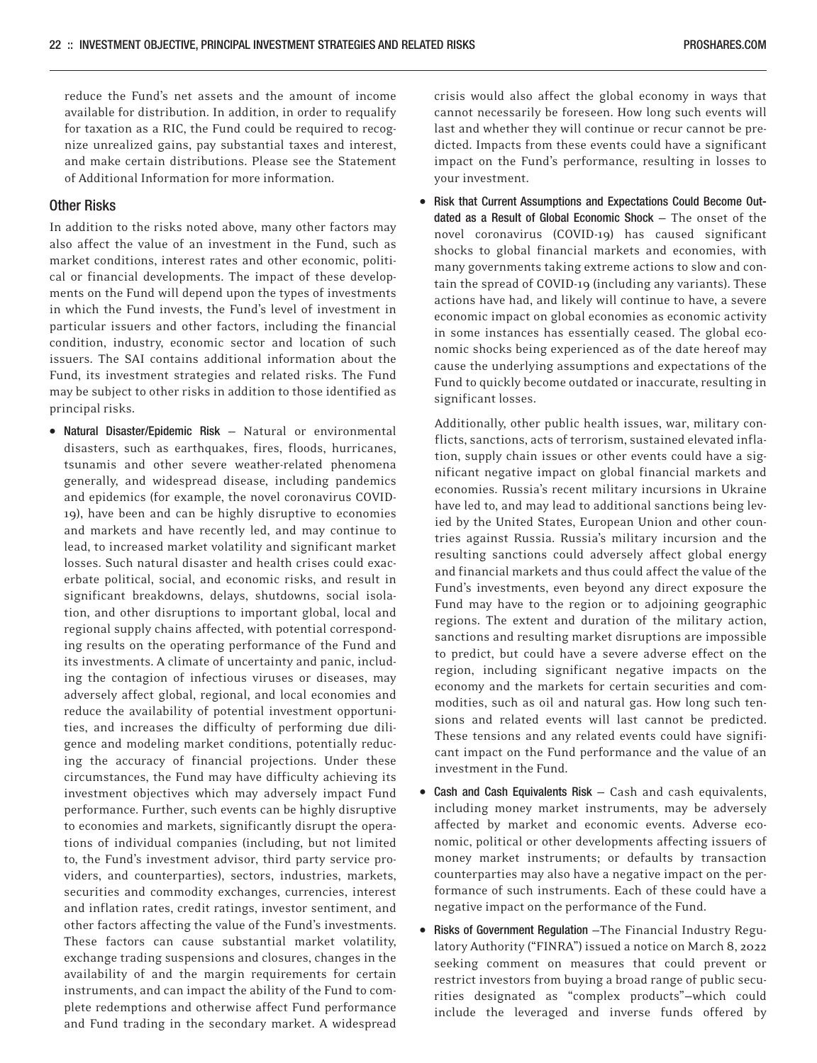reduce the Fund's net assets and the amount of income available for distribution. In addition, in order to requalify for taxation as a RIC, the Fund could be required to recognize unrealized gains, pay substantial taxes and interest, and make certain distributions. Please see the Statement of Additional Information for more information.

## Other Risks

In addition to the risks noted above, many other factors may also affect the value of an investment in the Fund, such as market conditions, interest rates and other economic, political or financial developments. The impact of these developments on the Fund will depend upon the types of investments in which the Fund invests, the Fund's level of investment in particular issuers and other factors, including the financial condition, industry, economic sector and location of such issuers. The SAI contains additional information about the Fund, its investment strategies and related risks. The Fund may be subject to other risks in addition to those identified as principal risks.

- **Natural Disaster/Epidemic Risk** — Natural or environmental disasters, such as earthquakes, fires, floods, hurricanes, tsunamis and other severe weather-related phenomena generally, and widespread disease, including pandemics and epidemics (for example, the novel coronavirus COVID-19), have been and can be highly disruptive to economies and markets and have recently led, and may continue to lead, to increased market volatility and significant market losses. Such natural disaster and health crises could exacerbate political, social, and economic risks, and result in significant breakdowns, delays, shutdowns, social isolation, and other disruptions to important global, local and regional supply chains affected, with potential corresponding results on the operating performance of the Fund and its investments. A climate of uncertainty and panic, including the contagion of infectious viruses or diseases, may adversely affect global, regional, and local economies and reduce the availability of potential investment opportunities, and increases the difficulty of performing due diligence and modeling market conditions, potentially reducing the accuracy of financial projections. Under these circumstances, the Fund may have difficulty achieving its investment objectives which may adversely impact Fund performance. Further, such events can be highly disruptive to economies and markets, significantly disrupt the operations of individual companies (including, but not limited to, the Fund's investment advisor, third party service providers, and counterparties), sectors, industries, markets, securities and commodity exchanges, currencies, interest and inflation rates, credit ratings, investor sentiment, and other factors affecting the value of the Fund's investments. These factors can cause substantial market volatility, exchange trading suspensions and closures, changes in the availability of and the margin requirements for certain instruments, and can impact the ability of the Fund to complete redemptions and otherwise affect Fund performance and Fund trading in the secondary market. A widespread crisis would also affect the global economy in ways that cannot necessarily be foreseen. How long such events will last and whether they will continue or recur cannot be predicted. Impacts from these events could have a significant impact on the Fund's performance, resulting in losses to your investment.

- **Risk that Current Assumptions and Expectations Could Become Outdated as a Result of Global Economic Shock** — The onset of the novel coronavirus (COVID-19) has caused significant shocks to global financial markets and economies, with many governments taking extreme actions to slow and contain the spread of COVID-19 (including any variants). These actions have had, and likely will continue to have, a severe economic impact on global economies as economic activity in some instances has essentially ceased. The global economic shocks being experienced as of the date hereof may cause the underlying assumptions and expectations of the Fund to quickly become outdated or inaccurate, resulting in significant losses.

  Additionally, other public health issues, war, military conflicts, sanctions, acts of terrorism, sustained elevated inflation, supply chain issues or other events could have a significant negative impact on global financial markets and economies. Russia's recent military incursions in Ukraine have led to, and may lead to additional sanctions being levied by the United States, European Union and other countries against Russia. Russia's military incursion and the resulting sanctions could adversely affect global energy and financial markets and thus could affect the value of the Fund's investments, even beyond any direct exposure the Fund may have to the region or to adjoining geographic regions. The extent and duration of the military action, sanctions and resulting market disruptions are impossible to predict, but could have a severe adverse effect on the region, including significant negative impacts on the economy and the markets for certain securities and commodities, such as oil and natural gas. How long such tensions and related events will last cannot be predicted. These tensions and any related events could have significant impact on the Fund performance and the value of an investment in the Fund.

- **Cash and Cash Equivalents Risk** — Cash and cash equivalents, including money market instruments, may be adversely affected by market and economic events. Adverse economic, political or other developments affecting issuers of money market instruments; or defaults by transaction counterparties may also have a negative impact on the performance of such instruments. Each of these could have a negative impact on the performance of the Fund.

- **Risks of Government Regulation** —The Financial Industry Regulatory Authority ("FINRA") issued a notice on March 8, 2022 seeking comment on measures that could prevent or restrict investors from buying a broad range of public securities designated as "complex products"—which could include the leveraged and inverse funds offered by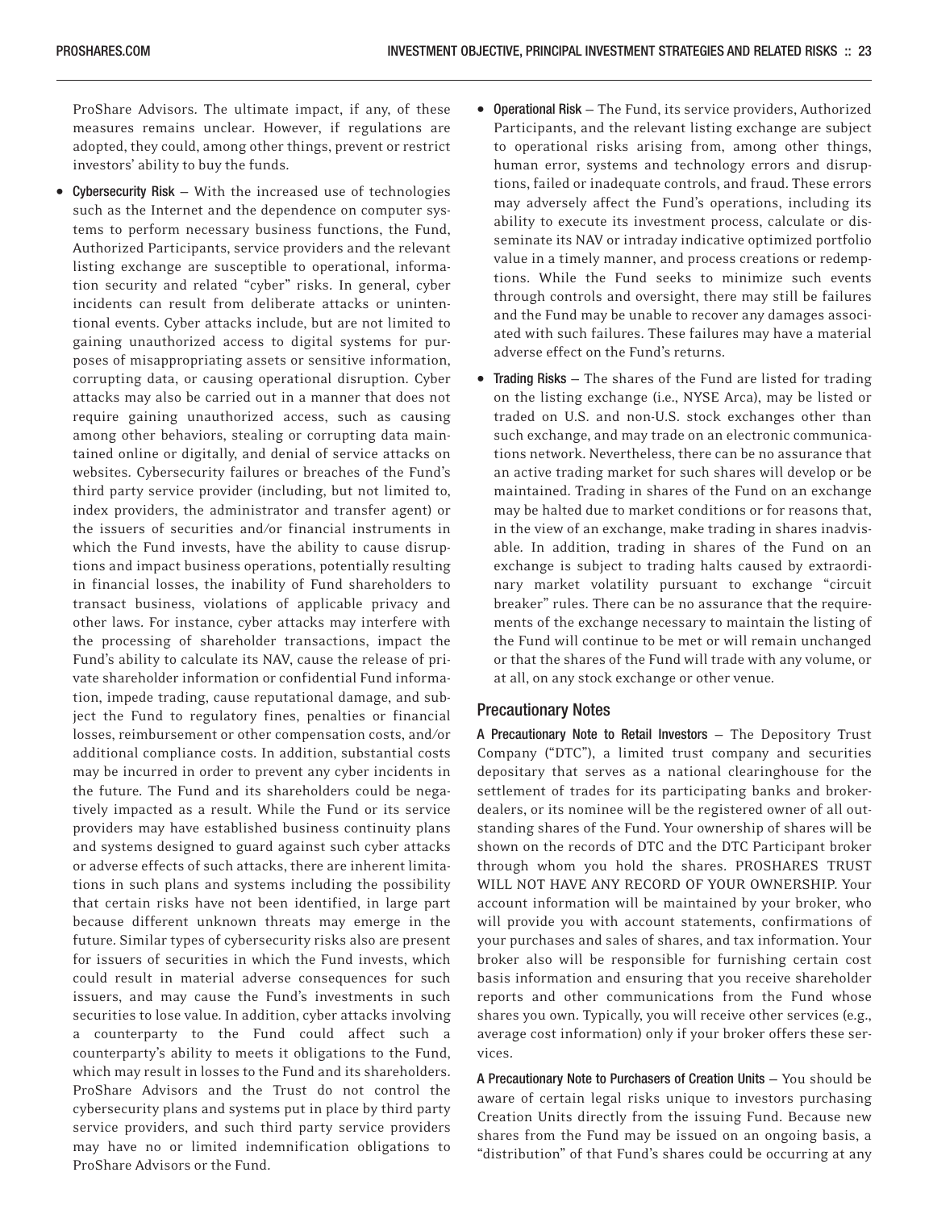ProShare Advisors. The ultimate impact, if any, of these measures remains unclear. However, if regulations are adopted, they could, among other things, prevent or restrict investors' ability to buy the funds.

- **Cybersecurity Risk** — With the increased use of technologies such as the Internet and the dependence on computer systems to perform necessary business functions, the Fund, Authorized Participants, service providers and the relevant listing exchange are susceptible to operational, information security and related "cyber" risks. In general, cyber incidents can result from deliberate attacks or unintentional events. Cyber attacks include, but are not limited to gaining unauthorized access to digital systems for purposes of misappropriating assets or sensitive information, corrupting data, or causing operational disruption. Cyber attacks may also be carried out in a manner that does not require gaining unauthorized access, such as causing among other behaviors, stealing or corrupting data maintained online or digitally, and denial of service attacks on websites. Cybersecurity failures or breaches of the Fund's third party service provider (including, but not limited to, index providers, the administrator and transfer agent) or the issuers of securities and/or financial instruments in which the Fund invests, have the ability to cause disruptions and impact business operations, potentially resulting in financial losses, the inability of Fund shareholders to transact business, violations of applicable privacy and other laws. For instance, cyber attacks may interfere with the processing of shareholder transactions, impact the Fund's ability to calculate its NAV, cause the release of private shareholder information or confidential Fund information, impede trading, cause reputational damage, and subject the Fund to regulatory fines, penalties or financial losses, reimbursement or other compensation costs, and/or additional compliance costs. In addition, substantial costs may be incurred in order to prevent any cyber incidents in the future. The Fund and its shareholders could be negatively impacted as a result. While the Fund or its service providers may have established business continuity plans and systems designed to guard against such cyber attacks or adverse effects of such attacks, there are inherent limitations in such plans and systems including the possibility that certain risks have not been identified, in large part because different unknown threats may emerge in the future. Similar types of cybersecurity risks also are present for issuers of securities in which the Fund invests, which could result in material adverse consequences for such issuers, and may cause the Fund's investments in such securities to lose value. In addition, cyber attacks involving a counterparty to the Fund could affect such a counterparty's ability to meets it obligations to the Fund, which may result in losses to the Fund and its shareholders. ProShare Advisors and the Trust do not control the cybersecurity plans and systems put in place by third party service providers, and such third party service providers may have no or limited indemnification obligations to ProShare Advisors or the Fund.

- **Operational Risk** — The Fund, its service providers, Authorized Participants, and the relevant listing exchange are subject to operational risks arising from, among other things, human error, systems and technology errors and disruptions, failed or inadequate controls, and fraud. These errors may adversely affect the Fund's operations, including its ability to execute its investment process, calculate or disseminate its NAV or intraday indicative optimized portfolio value in a timely manner, and process creations or redemptions. While the Fund seeks to minimize such events through controls and oversight, there may still be failures and the Fund may be unable to recover any damages associated with such failures. These failures may have a material adverse effect on the Fund's returns.

- **Trading Risks** — The shares of the Fund are listed for trading on the listing exchange (i.e., NYSE Arca), may be listed or traded on U.S. and non-U.S. stock exchanges other than such exchange, and may trade on an electronic communications network. Nevertheless, there can be no assurance that an active trading market for such shares will develop or be maintained. Trading in shares of the Fund on an exchange may be halted due to market conditions or for reasons that, in the view of an exchange, make trading in shares inadvisable. In addition, trading in shares of the Fund on an exchange is subject to trading halts caused by extraordinary market volatility pursuant to exchange "circuit breaker" rules. There can be no assurance that the requirements of the exchange necessary to maintain the listing of the Fund will continue to be met or will remain unchanged or that the shares of the Fund will trade with any volume, or at all, on any stock exchange or other venue.

## Precautionary Notes

**A Precautionary Note to Retail Investors** — The Depository Trust Company ("DTC"), a limited trust company and securities depositary that serves as a national clearinghouse for the settlement of trades for its participating banks and broker-dealers, or its nominee will be the registered owner of all outstanding shares of the Fund. Your ownership of shares will be shown on the records of DTC and the DTC Participant broker through whom you hold the shares. PROSHARES TRUST WILL NOT HAVE ANY RECORD OF YOUR OWNERSHIP. Your account information will be maintained by your broker, who will provide you with account statements, confirmations of your purchases and sales of shares, and tax information. Your broker also will be responsible for furnishing certain cost basis information and ensuring that you receive shareholder reports and other communications from the Fund whose shares you own. Typically, you will receive other services (e.g., average cost information) only if your broker offers these services.

**A Precautionary Note to Purchasers of Creation Units** — You should be aware of certain legal risks unique to investors purchasing Creation Units directly from the issuing Fund. Because new shares from the Fund may be issued on an ongoing basis, a "distribution" of that Fund's shares could be occurring at any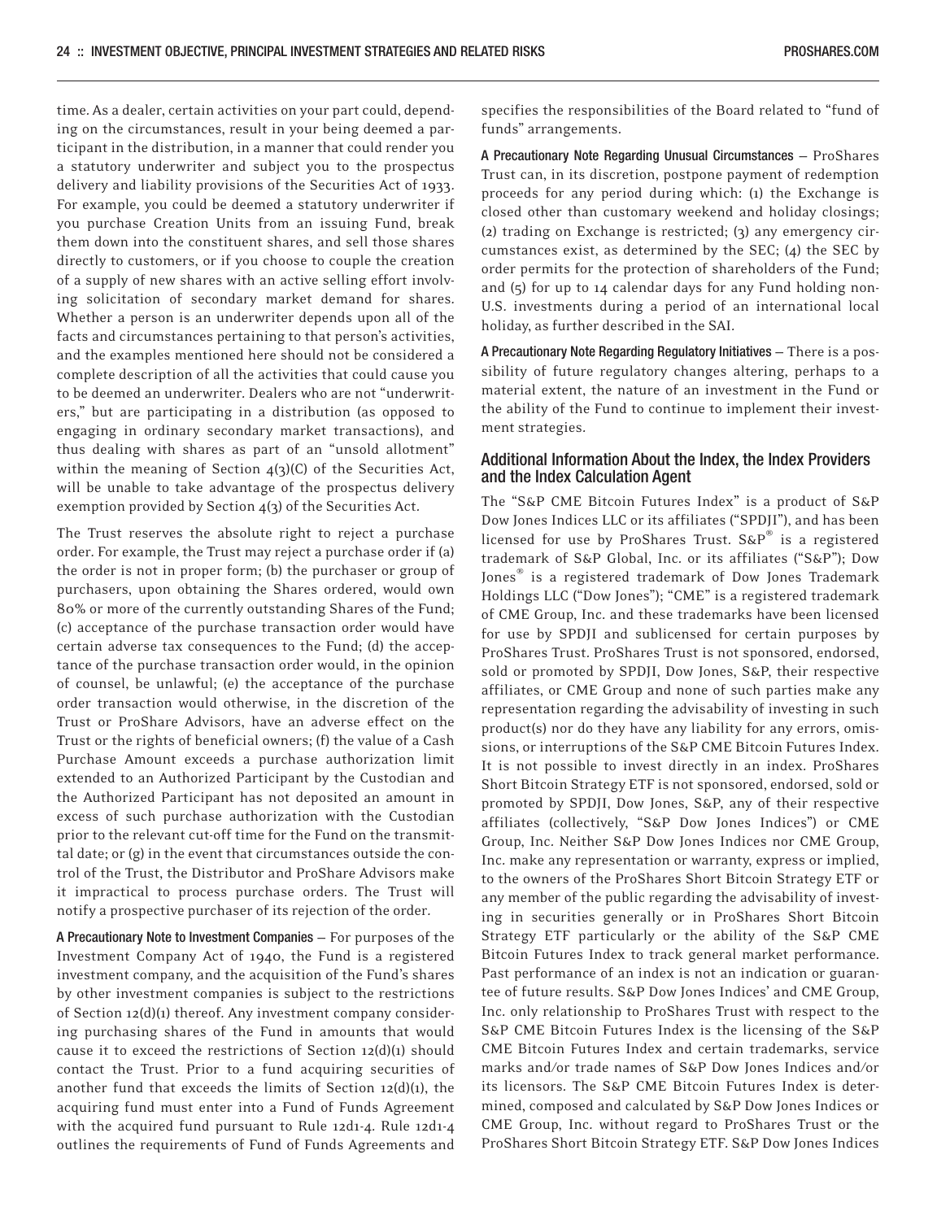time. As a dealer, certain activities on your part could, depending on the circumstances, result in your being deemed a participant in the distribution, in a manner that could render you a statutory underwriter and subject you to the prospectus delivery and liability provisions of the Securities Act of 1933. For example, you could be deemed a statutory underwriter if you purchase Creation Units from an issuing Fund, break them down into the constituent shares, and sell those shares directly to customers, or if you choose to couple the creation of a supply of new shares with an active selling effort involving solicitation of secondary market demand for shares. Whether a person is an underwriter depends upon all of the facts and circumstances pertaining to that person's activities, and the examples mentioned here should not be considered a complete description of all the activities that could cause you to be deemed an underwriter. Dealers who are not "underwriters," but are participating in a distribution (as opposed to engaging in ordinary secondary market transactions), and thus dealing with shares as part of an "unsold allotment" within the meaning of Section 4(3)(C) of the Securities Act, will be unable to take advantage of the prospectus delivery exemption provided by Section 4(3) of the Securities Act.

The Trust reserves the absolute right to reject a purchase order. For example, the Trust may reject a purchase order if (a) the order is not in proper form; (b) the purchaser or group of purchasers, upon obtaining the Shares ordered, would own 80% or more of the currently outstanding Shares of the Fund; (c) acceptance of the purchase transaction order would have certain adverse tax consequences to the Fund; (d) the acceptance of the purchase transaction order would, in the opinion of counsel, be unlawful; (e) the acceptance of the purchase order transaction would otherwise, in the discretion of the Trust or ProShare Advisors, have an adverse effect on the Trust or the rights of beneficial owners; (f) the value of a Cash Purchase Amount exceeds a purchase authorization limit extended to an Authorized Participant by the Custodian and the Authorized Participant has not deposited an amount in excess of such purchase authorization with the Custodian prior to the relevant cut-off time for the Fund on the transmittal date; or (g) in the event that circumstances outside the control of the Trust, the Distributor and ProShare Advisors make it impractical to process purchase orders. The Trust will notify a prospective purchaser of its rejection of the order.

**A Precautionary Note to Investment Companies** — For purposes of the Investment Company Act of 1940, the Fund is a registered investment company, and the acquisition of the Fund's shares by other investment companies is subject to the restrictions of Section 12(d)(1) thereof. Any investment company considering purchasing shares of the Fund in amounts that would cause it to exceed the restrictions of Section 12(d)(1) should contact the Trust. Prior to a fund acquiring securities of another fund that exceeds the limits of Section 12(d)(1), the acquiring fund must enter into a Fund of Funds Agreement with the acquired fund pursuant to Rule 12d1-4. Rule 12d1-4 outlines the requirements of Fund of Funds Agreements and specifies the responsibilities of the Board related to "fund of funds" arrangements.

**A Precautionary Note Regarding Unusual Circumstances** — ProShares Trust can, in its discretion, postpone payment of redemption proceeds for any period during which: (1) the Exchange is closed other than customary weekend and holiday closings; (2) trading on Exchange is restricted; (3) any emergency circumstances exist, as determined by the SEC; (4) the SEC by order permits for the protection of shareholders of the Fund; and (5) for up to 14 calendar days for any Fund holding non-U.S. investments during a period of an international local holiday, as further described in the SAI.

**A Precautionary Note Regarding Regulatory Initiatives** — There is a possibility of future regulatory changes altering, perhaps to a material extent, the nature of an investment in the Fund or the ability of the Fund to continue to implement their investment strategies.

## Additional Information About the Index, the Index Providers and the Index Calculation Agent

The "S&P CME Bitcoin Futures Index" is a product of S&P Dow Jones Indices LLC or its affiliates ("SPDJI"), and has been licensed for use by ProShares Trust. S&P® is a registered trademark of S&P Global, Inc. or its affiliates ("S&P"); Dow Jones® is a registered trademark of Dow Jones Trademark Holdings LLC ("Dow Jones"); "CME" is a registered trademark of CME Group, Inc. and these trademarks have been licensed for use by SPDJI and sublicensed for certain purposes by ProShares Trust. ProShares Trust is not sponsored, endorsed, sold or promoted by SPDJI, Dow Jones, S&P, their respective affiliates, or CME Group and none of such parties make any representation regarding the advisability of investing in such product(s) nor do they have any liability for any errors, omissions, or interruptions of the S&P CME Bitcoin Futures Index. It is not possible to invest directly in an index. ProShares Short Bitcoin Strategy ETF is not sponsored, endorsed, sold or promoted by SPDJI, Dow Jones, S&P, any of their respective affiliates (collectively, "S&P Dow Jones Indices") or CME Group, Inc. Neither S&P Dow Jones Indices nor CME Group, Inc. make any representation or warranty, express or implied, to the owners of the ProShares Short Bitcoin Strategy ETF or any member of the public regarding the advisability of investing in securities generally or in ProShares Short Bitcoin Strategy ETF particularly or the ability of the S&P CME Bitcoin Futures Index to track general market performance. Past performance of an index is not an indication or guarantee of future results. S&P Dow Jones Indices' and CME Group, Inc. only relationship to ProShares Trust with respect to the S&P CME Bitcoin Futures Index is the licensing of the S&P CME Bitcoin Futures Index and certain trademarks, service marks and/or trade names of S&P Dow Jones Indices and/or its licensors. The S&P CME Bitcoin Futures Index is determined, composed and calculated by S&P Dow Jones Indices or CME Group, Inc. without regard to ProShares Trust or the ProShares Short Bitcoin Strategy ETF. S&P Dow Jones Indices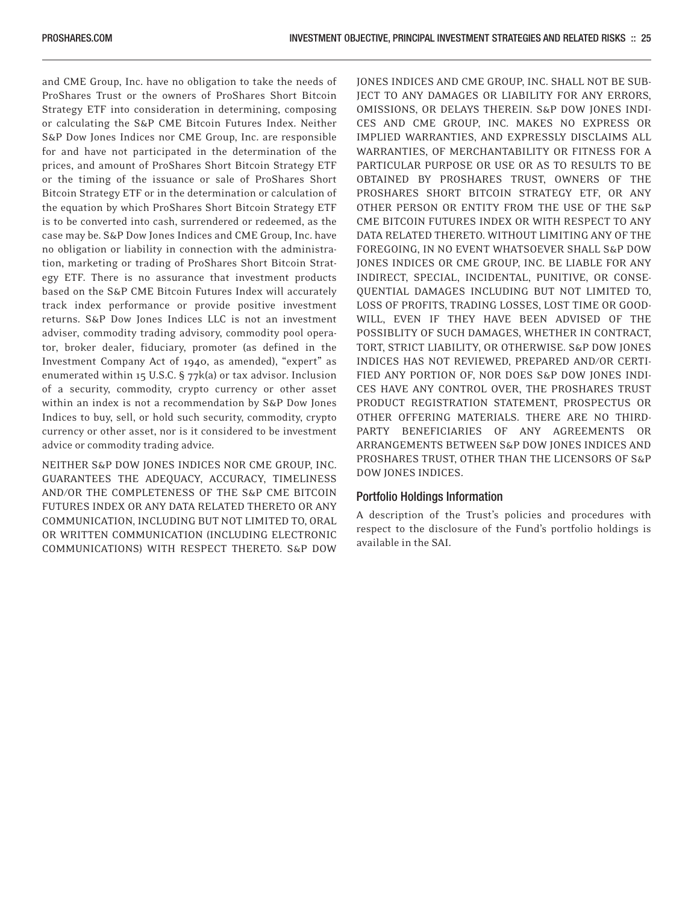and CME Group, Inc. have no obligation to take the needs of ProShares Trust or the owners of ProShares Short Bitcoin Strategy ETF into consideration in determining, composing or calculating the S&P CME Bitcoin Futures Index. Neither S&P Dow Jones Indices nor CME Group, Inc. are responsible for and have not participated in the determination of the prices, and amount of ProShares Short Bitcoin Strategy ETF or the timing of the issuance or sale of ProShares Short Bitcoin Strategy ETF or in the determination or calculation of the equation by which ProShares Short Bitcoin Strategy ETF is to be converted into cash, surrendered or redeemed, as the case may be. S&P Dow Jones Indices and CME Group, Inc. have no obligation or liability in connection with the administration, marketing or trading of ProShares Short Bitcoin Strategy ETF. There is no assurance that investment products based on the S&P CME Bitcoin Futures Index will accurately track index performance or provide positive investment returns. S&P Dow Jones Indices LLC is not an investment adviser, commodity trading advisory, commodity pool operator, broker dealer, fiduciary, promoter (as defined in the Investment Company Act of 1940, as amended), "expert" as enumerated within 15 U.S.C. § 77k(a) or tax advisor. Inclusion of a security, commodity, crypto currency or other asset within an index is not a recommendation by S&P Dow Jones Indices to buy, sell, or hold such security, commodity, crypto currency or other asset, nor is it considered to be investment advice or commodity trading advice.

NEITHER S&P DOW JONES INDICES NOR CME GROUP, INC. GUARANTEES THE ADEQUACY, ACCURACY, TIMELINESS AND/OR THE COMPLETENESS OF THE S&P CME BITCOIN FUTURES INDEX OR ANY DATA RELATED THERETO OR ANY COMMUNICATION, INCLUDING BUT NOT LIMITED TO, ORAL OR WRITTEN COMMUNICATION (INCLUDING ELECTRONIC COMMUNICATIONS) WITH RESPECT THERETO. S&P DOW JONES INDICES AND CME GROUP, INC. SHALL NOT BE SUBJECT TO ANY DAMAGES OR LIABILITY FOR ANY ERRORS, OMISSIONS, OR DELAYS THEREIN. S&P DOW JONES INDICES AND CME GROUP, INC. MAKES NO EXPRESS OR IMPLIED WARRANTIES, AND EXPRESSLY DISCLAIMS ALL WARRANTIES, OF MERCHANTABILITY OR FITNESS FOR A PARTICULAR PURPOSE OR USE OR AS TO RESULTS TO BE OBTAINED BY PROSHARES TRUST, OWNERS OF THE PROSHARES SHORT BITCOIN STRATEGY ETF, OR ANY OTHER PERSON OR ENTITY FROM THE USE OF THE S&P CME BITCOIN FUTURES INDEX OR WITH RESPECT TO ANY DATA RELATED THERETO. WITHOUT LIMITING ANY OF THE FOREGOING, IN NO EVENT WHATSOEVER SHALL S&P DOW JONES INDICES OR CME GROUP, INC. BE LIABLE FOR ANY INDIRECT, SPECIAL, INCIDENTAL, PUNITIVE, OR CONSEQUENTIAL DAMAGES INCLUDING BUT NOT LIMITED TO, LOSS OF PROFITS, TRADING LOSSES, LOST TIME OR GOODWILL, EVEN IF THEY HAVE BEEN ADVISED OF THE POSSIBLITY OF SUCH DAMAGES, WHETHER IN CONTRACT, TORT, STRICT LIABILITY, OR OTHERWISE. S&P DOW JONES INDICES HAS NOT REVIEWED, PREPARED AND/OR CERTIFIED ANY PORTION OF, NOR DOES S&P DOW JONES INDICES HAVE ANY CONTROL OVER, THE PROSHARES TRUST PRODUCT REGISTRATION STATEMENT, PROSPECTUS OR OTHER OFFERING MATERIALS. THERE ARE NO THIRD-PARTY BENEFICIARIES OF ANY AGREEMENTS OR ARRANGEMENTS BETWEEN S&P DOW JONES INDICES AND PROSHARES TRUST, OTHER THAN THE LICENSORS OF S&P DOW JONES INDICES.

### Portfolio Holdings Information

A description of the Trust's policies and procedures with respect to the disclosure of the Fund's portfolio holdings is available in the SAI.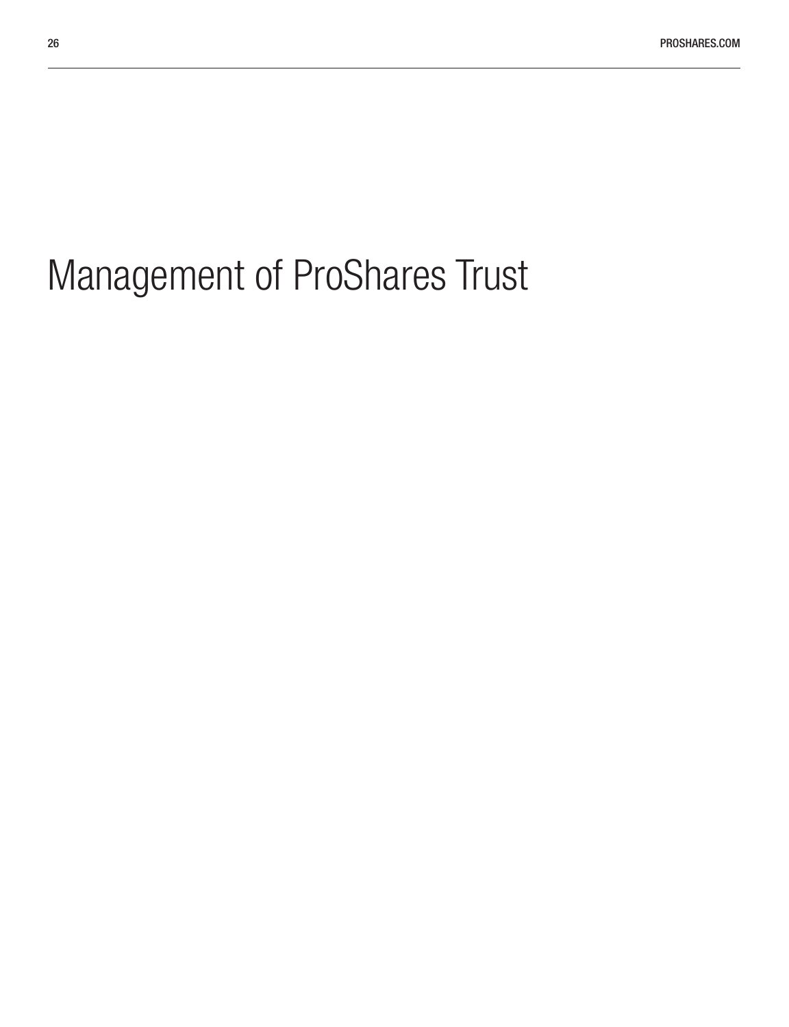# Management of ProShares Trust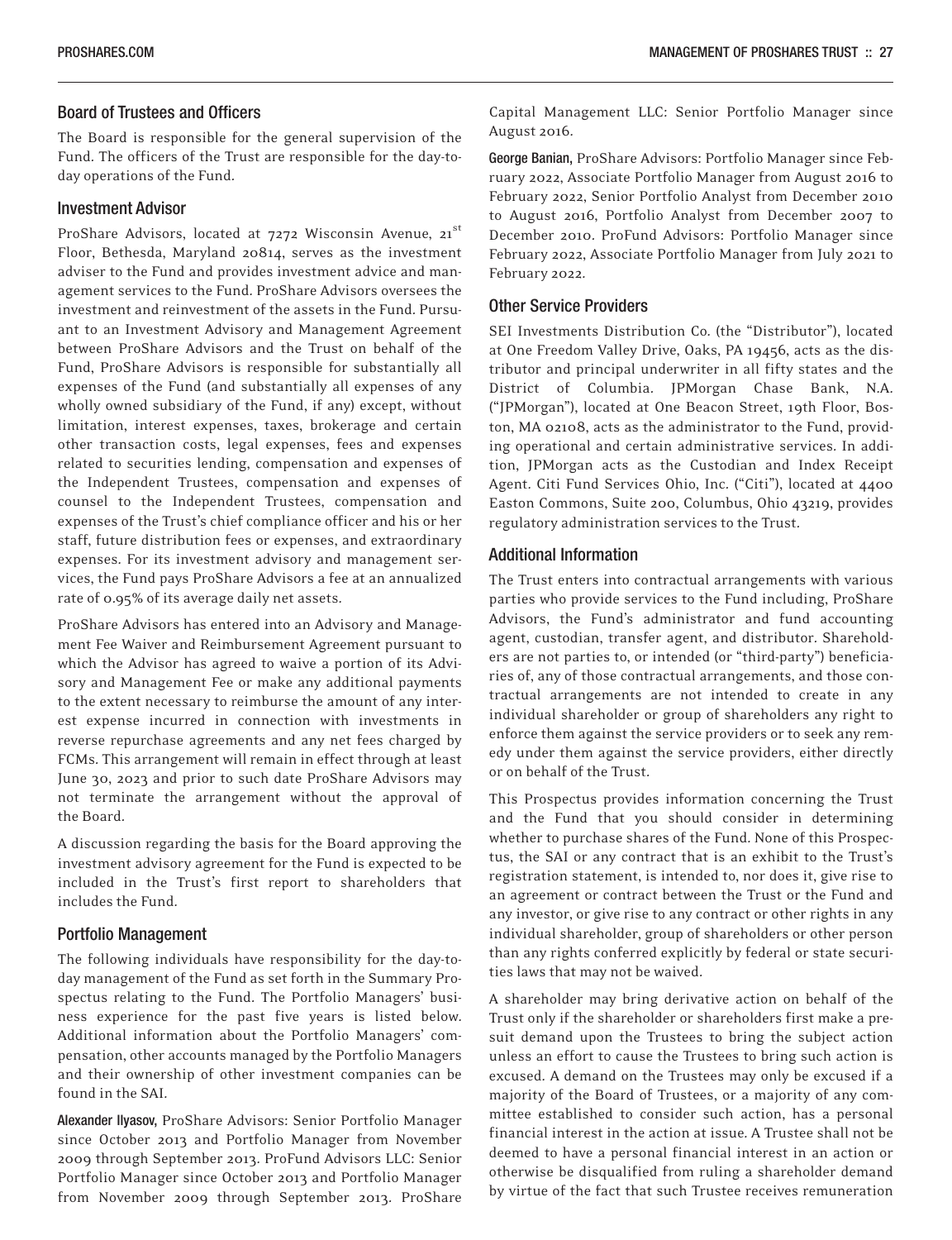## Board of Trustees and Officers

The Board is responsible for the general supervision of the Fund. The officers of the Trust are responsible for the day-to-day operations of the Fund.

## Investment Advisor

ProShare Advisors, located at 7272 Wisconsin Avenue, 21st Floor, Bethesda, Maryland 20814, serves as the investment adviser to the Fund and provides investment advice and management services to the Fund. ProShare Advisors oversees the investment and reinvestment of the assets in the Fund. Pursuant to an Investment Advisory and Management Agreement between ProShare Advisors and the Trust on behalf of the Fund, ProShare Advisors is responsible for substantially all expenses of the Fund (and substantially all expenses of any wholly owned subsidiary of the Fund, if any) except, without limitation, interest expenses, taxes, brokerage and certain other transaction costs, legal expenses, fees and expenses related to securities lending, compensation and expenses of the Independent Trustees, compensation and expenses of counsel to the Independent Trustees, compensation and expenses of the Trust's chief compliance officer and his or her staff, future distribution fees or expenses, and extraordinary expenses. For its investment advisory and management services, the Fund pays ProShare Advisors a fee at an annualized rate of 0.95% of its average daily net assets.

ProShare Advisors has entered into an Advisory and Management Fee Waiver and Reimbursement Agreement pursuant to which the Advisor has agreed to waive a portion of its Advisory and Management Fee or make any additional payments to the extent necessary to reimburse the amount of any interest expense incurred in connection with investments in reverse repurchase agreements and any net fees charged by FCMs. This arrangement will remain in effect through at least June 30, 2023 and prior to such date ProShare Advisors may not terminate the arrangement without the approval of the Board.

A discussion regarding the basis for the Board approving the investment advisory agreement for the Fund is expected to be included in the Trust's first report to shareholders that includes the Fund.

## Portfolio Management

The following individuals have responsibility for the day-to-day management of the Fund as set forth in the Summary Prospectus relating to the Fund. The Portfolio Managers' business experience for the past five years is listed below. Additional information about the Portfolio Managers' compensation, other accounts managed by the Portfolio Managers and their ownership of other investment companies can be found in the SAI.

**Alexander Ilyasov,** ProShare Advisors: Senior Portfolio Manager since October 2013 and Portfolio Manager from November 2009 through September 2013. ProFund Advisors LLC: Senior Portfolio Manager since October 2013 and Portfolio Manager from November 2009 through September 2013. ProShare Capital Management LLC: Senior Portfolio Manager since August 2016.

**George Banian,** ProShare Advisors: Portfolio Manager since February 2022, Associate Portfolio Manager from August 2016 to February 2022, Senior Portfolio Analyst from December 2010 to August 2016, Portfolio Analyst from December 2007 to December 2010. ProFund Advisors: Portfolio Manager since February 2022, Associate Portfolio Manager from July 2021 to February 2022.

## Other Service Providers

SEI Investments Distribution Co. (the "Distributor"), located at One Freedom Valley Drive, Oaks, PA 19456, acts as the distributor and principal underwriter in all fifty states and the District of Columbia. JPMorgan Chase Bank, N.A. ("JPMorgan"), located at One Beacon Street, 19th Floor, Boston, MA 02108, acts as the administrator to the Fund, providing operational and certain administrative services. In addition, JPMorgan acts as the Custodian and Index Receipt Agent. Citi Fund Services Ohio, Inc. ("Citi"), located at 4400 Easton Commons, Suite 200, Columbus, Ohio 43219, provides regulatory administration services to the Trust.

## Additional Information

The Trust enters into contractual arrangements with various parties who provide services to the Fund including, ProShare Advisors, the Fund's administrator and fund accounting agent, custodian, transfer agent, and distributor. Shareholders are not parties to, or intended (or "third-party") beneficiaries of, any of those contractual arrangements, and those contractual arrangements are not intended to create in any individual shareholder or group of shareholders any right to enforce them against the service providers or to seek any remedy under them against the service providers, either directly or on behalf of the Trust.

This Prospectus provides information concerning the Trust and the Fund that you should consider in determining whether to purchase shares of the Fund. None of this Prospectus, the SAI or any contract that is an exhibit to the Trust's registration statement, is intended to, nor does it, give rise to an agreement or contract between the Trust or the Fund and any investor, or give rise to any contract or other rights in any individual shareholder, group of shareholders or other person than any rights conferred explicitly by federal or state securities laws that may not be waived.

A shareholder may bring derivative action on behalf of the Trust only if the shareholder or shareholders first make a presuit demand upon the Trustees to bring the subject action unless an effort to cause the Trustees to bring such action is excused. A demand on the Trustees may only be excused if a majority of the Board of Trustees, or a majority of any committee established to consider such action, has a personal financial interest in the action at issue. A Trustee shall not be deemed to have a personal financial interest in an action or otherwise be disqualified from ruling a shareholder demand by virtue of the fact that such Trustee receives remuneration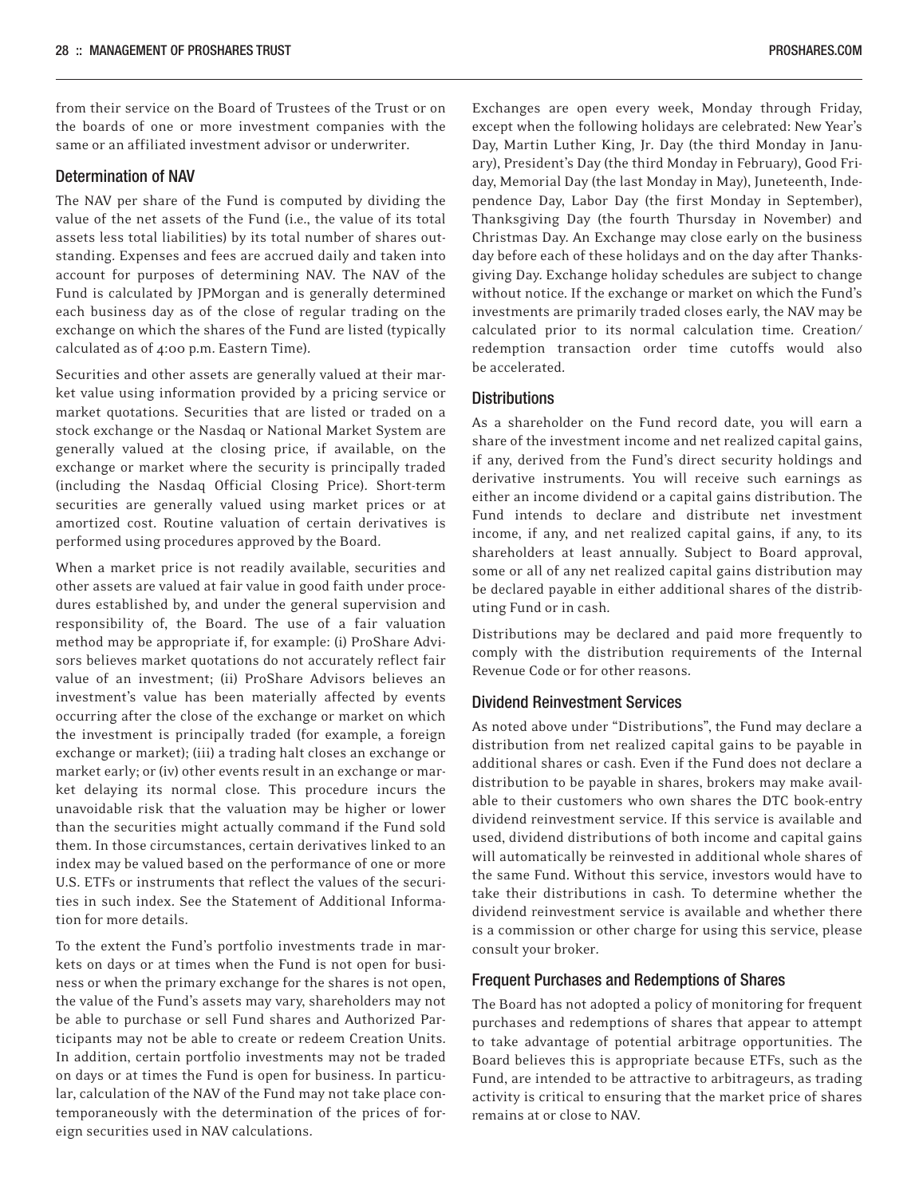from their service on the Board of Trustees of the Trust or on the boards of one or more investment companies with the same or an affiliated investment advisor or underwriter.

## Determination of NAV

The NAV per share of the Fund is computed by dividing the value of the net assets of the Fund (i.e., the value of its total assets less total liabilities) by its total number of shares outstanding. Expenses and fees are accrued daily and taken into account for purposes of determining NAV. The NAV of the Fund is calculated by JPMorgan and is generally determined each business day as of the close of regular trading on the exchange on which the shares of the Fund are listed (typically calculated as of 4:00 p.m. Eastern Time).

Securities and other assets are generally valued at their market value using information provided by a pricing service or market quotations. Securities that are listed or traded on a stock exchange or the Nasdaq or National Market System are generally valued at the closing price, if available, on the exchange or market where the security is principally traded (including the Nasdaq Official Closing Price). Short-term securities are generally valued using market prices or at amortized cost. Routine valuation of certain derivatives is performed using procedures approved by the Board.

When a market price is not readily available, securities and other assets are valued at fair value in good faith under procedures established by, and under the general supervision and responsibility of, the Board. The use of a fair valuation method may be appropriate if, for example: (i) ProShare Advisors believes market quotations do not accurately reflect fair value of an investment; (ii) ProShare Advisors believes an investment's value has been materially affected by events occurring after the close of the exchange or market on which the investment is principally traded (for example, a foreign exchange or market); (iii) a trading halt closes an exchange or market early; or (iv) other events result in an exchange or market delaying its normal close. This procedure incurs the unavoidable risk that the valuation may be higher or lower than the securities might actually command if the Fund sold them. In those circumstances, certain derivatives linked to an index may be valued based on the performance of one or more U.S. ETFs or instruments that reflect the values of the securities in such index. See the Statement of Additional Information for more details.

To the extent the Fund's portfolio investments trade in markets on days or at times when the Fund is not open for business or when the primary exchange for the shares is not open, the value of the Fund's assets may vary, shareholders may not be able to purchase or sell Fund shares and Authorized Participants may not be able to create or redeem Creation Units. In addition, certain portfolio investments may not be traded on days or at times the Fund is open for business. In particular, calculation of the NAV of the Fund may not take place contemporaneously with the determination of the prices of foreign securities used in NAV calculations.

Exchanges are open every week, Monday through Friday, except when the following holidays are celebrated: New Year's Day, Martin Luther King, Jr. Day (the third Monday in January), President's Day (the third Monday in February), Good Friday, Memorial Day (the last Monday in May), Juneteenth, Independence Day, Labor Day (the first Monday in September), Thanksgiving Day (the fourth Thursday in November) and Christmas Day. An Exchange may close early on the business day before each of these holidays and on the day after Thanksgiving Day. Exchange holiday schedules are subject to change without notice. If the exchange or market on which the Fund's investments are primarily traded closes early, the NAV may be calculated prior to its normal calculation time. Creation/redemption transaction order time cutoffs would also be accelerated.

## Distributions

As a shareholder on the Fund record date, you will earn a share of the investment income and net realized capital gains, if any, derived from the Fund's direct security holdings and derivative instruments. You will receive such earnings as either an income dividend or a capital gains distribution. The Fund intends to declare and distribute net investment income, if any, and net realized capital gains, if any, to its shareholders at least annually. Subject to Board approval, some or all of any net realized capital gains distribution may be declared payable in either additional shares of the distributing Fund or in cash.

Distributions may be declared and paid more frequently to comply with the distribution requirements of the Internal Revenue Code or for other reasons.

## Dividend Reinvestment Services

As noted above under "Distributions", the Fund may declare a distribution from net realized capital gains to be payable in additional shares or cash. Even if the Fund does not declare a distribution to be payable in shares, brokers may make available to their customers who own shares the DTC book-entry dividend reinvestment service. If this service is available and used, dividend distributions of both income and capital gains will automatically be reinvested in additional whole shares of the same Fund. Without this service, investors would have to take their distributions in cash. To determine whether the dividend reinvestment service is available and whether there is a commission or other charge for using this service, please consult your broker.

## Frequent Purchases and Redemptions of Shares

The Board has not adopted a policy of monitoring for frequent purchases and redemptions of shares that appear to attempt to take advantage of potential arbitrage opportunities. The Board believes this is appropriate because ETFs, such as the Fund, are intended to be attractive to arbitrageurs, as trading activity is critical to ensuring that the market price of shares remains at or close to NAV.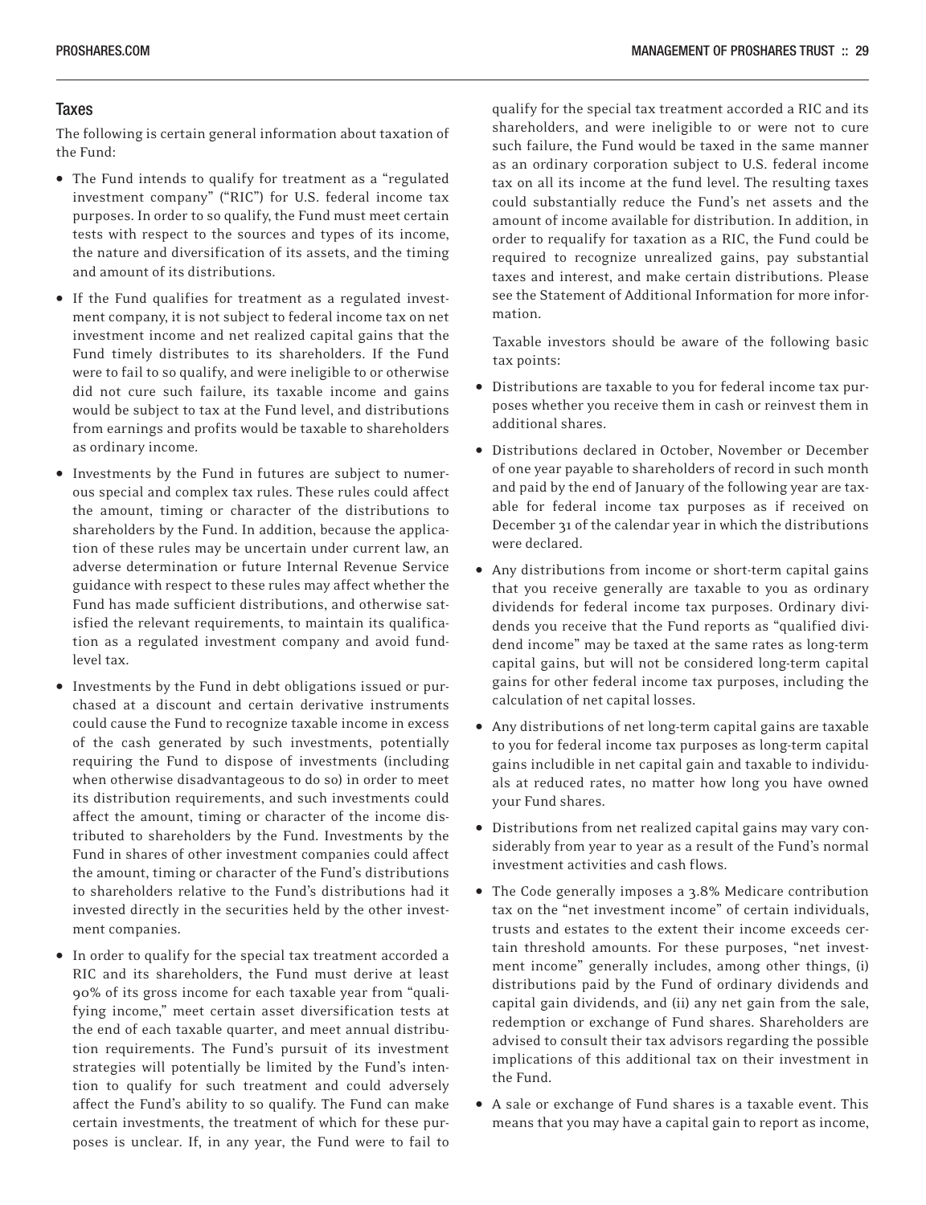## Taxes

The following is certain general information about taxation of the Fund:

- The Fund intends to qualify for treatment as a "regulated investment company" ("RIC") for U.S. federal income tax purposes. In order to so qualify, the Fund must meet certain tests with respect to the sources and types of its income, the nature and diversification of its assets, and the timing and amount of its distributions.
- If the Fund qualifies for treatment as a regulated investment company, it is not subject to federal income tax on net investment income and net realized capital gains that the Fund timely distributes to its shareholders. If the Fund were to fail to so qualify, and were ineligible to or otherwise did not cure such failure, its taxable income and gains would be subject to tax at the Fund level, and distributions from earnings and profits would be taxable to shareholders as ordinary income.
- Investments by the Fund in futures are subject to numerous special and complex tax rules. These rules could affect the amount, timing or character of the distributions to shareholders by the Fund. In addition, because the application of these rules may be uncertain under current law, an adverse determination or future Internal Revenue Service guidance with respect to these rules may affect whether the Fund has made sufficient distributions, and otherwise satisfied the relevant requirements, to maintain its qualification as a regulated investment company and avoid fund-level tax.
- Investments by the Fund in debt obligations issued or purchased at a discount and certain derivative instruments could cause the Fund to recognize taxable income in excess of the cash generated by such investments, potentially requiring the Fund to dispose of investments (including when otherwise disadvantageous to do so) in order to meet its distribution requirements, and such investments could affect the amount, timing or character of the income distributed to shareholders by the Fund. Investments by the Fund in shares of other investment companies could affect the amount, timing or character of the Fund's distributions to shareholders relative to the Fund's distributions had it invested directly in the securities held by the other investment companies.
- In order to qualify for the special tax treatment accorded a RIC and its shareholders, the Fund must derive at least 90% of its gross income for each taxable year from "qualifying income," meet certain asset diversification tests at the end of each taxable quarter, and meet annual distribution requirements. The Fund's pursuit of its investment strategies will potentially be limited by the Fund's intention to qualify for such treatment and could adversely affect the Fund's ability to so qualify. The Fund can make certain investments, the treatment of which for these purposes is unclear. If, in any year, the Fund were to fail to qualify for the special tax treatment accorded a RIC and its shareholders, and were ineligible to or were not to cure such failure, the Fund would be taxed in the same manner as an ordinary corporation subject to U.S. federal income tax on all its income at the fund level. The resulting taxes could substantially reduce the Fund's net assets and the amount of income available for distribution. In addition, in order to requalify for taxation as a RIC, the Fund could be required to recognize unrealized gains, pay substantial taxes and interest, and make certain distributions. Please see the Statement of Additional Information for more information.

Taxable investors should be aware of the following basic tax points:

- Distributions are taxable to you for federal income tax purposes whether you receive them in cash or reinvest them in additional shares.
- Distributions declared in October, November or December of one year payable to shareholders of record in such month and paid by the end of January of the following year are taxable for federal income tax purposes as if received on December 31 of the calendar year in which the distributions were declared.
- Any distributions from income or short-term capital gains that you receive generally are taxable to you as ordinary dividends for federal income tax purposes. Ordinary dividends you receive that the Fund reports as "qualified dividend income" may be taxed at the same rates as long-term capital gains, but will not be considered long-term capital gains for other federal income tax purposes, including the calculation of net capital losses.
- Any distributions of net long-term capital gains are taxable to you for federal income tax purposes as long-term capital gains includible in net capital gain and taxable to individuals at reduced rates, no matter how long you have owned your Fund shares.
- Distributions from net realized capital gains may vary considerably from year to year as a result of the Fund's normal investment activities and cash flows.
- The Code generally imposes a 3.8% Medicare contribution tax on the "net investment income" of certain individuals, trusts and estates to the extent their income exceeds certain threshold amounts. For these purposes, "net investment income" generally includes, among other things, (i) distributions paid by the Fund of ordinary dividends and capital gain dividends, and (ii) any net gain from the sale, redemption or exchange of Fund shares. Shareholders are advised to consult their tax advisors regarding the possible implications of this additional tax on their investment in the Fund.
- A sale or exchange of Fund shares is a taxable event. This means that you may have a capital gain to report as income,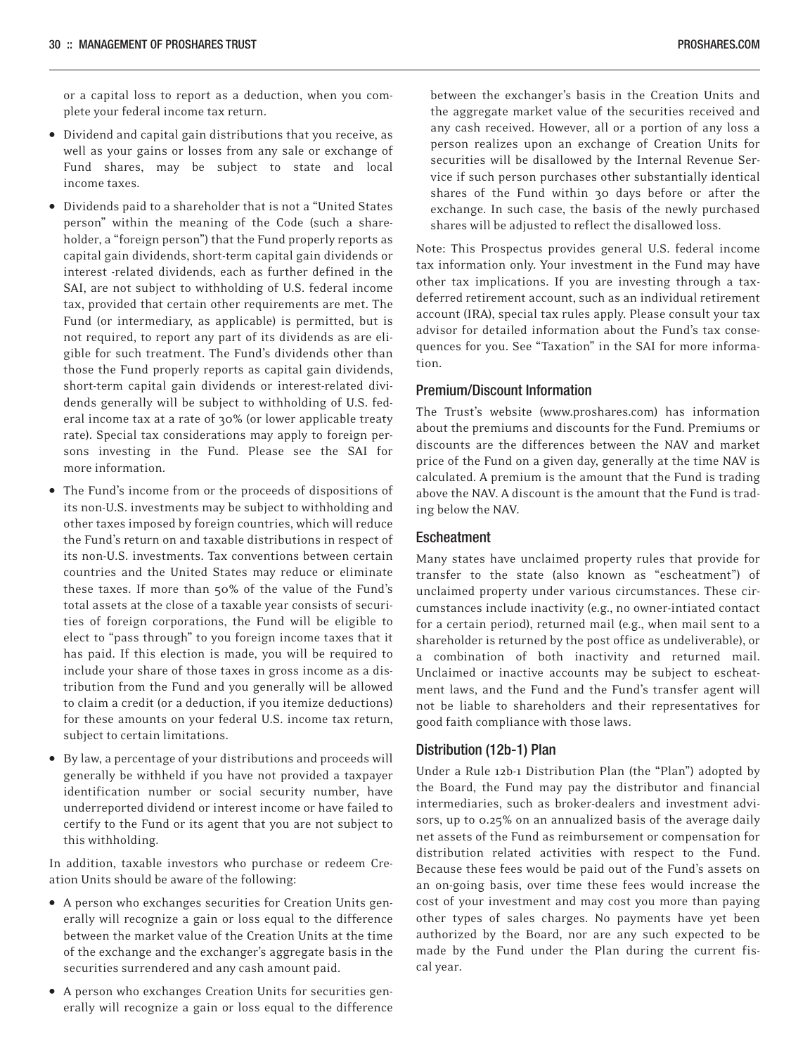or a capital loss to report as a deduction, when you complete your federal income tax return.

- Dividend and capital gain distributions that you receive, as well as your gains or losses from any sale or exchange of Fund shares, may be subject to state and local income taxes.
- Dividends paid to a shareholder that is not a "United States person" within the meaning of the Code (such a shareholder, a "foreign person") that the Fund properly reports as capital gain dividends, short-term capital gain dividends or interest -related dividends, each as further defined in the SAI, are not subject to withholding of U.S. federal income tax, provided that certain other requirements are met. The Fund (or intermediary, as applicable) is permitted, but is not required, to report any part of its dividends as are eligible for such treatment. The Fund's dividends other than those the Fund properly reports as capital gain dividends, short-term capital gain dividends or interest-related dividends generally will be subject to withholding of U.S. federal income tax at a rate of 30% (or lower applicable treaty rate). Special tax considerations may apply to foreign persons investing in the Fund. Please see the SAI for more information.
- The Fund's income from or the proceeds of dispositions of its non-U.S. investments may be subject to withholding and other taxes imposed by foreign countries, which will reduce the Fund's return on and taxable distributions in respect of its non-U.S. investments. Tax conventions between certain countries and the United States may reduce or eliminate these taxes. If more than 50% of the value of the Fund's total assets at the close of a taxable year consists of securities of foreign corporations, the Fund will be eligible to elect to "pass through" to you foreign income taxes that it has paid. If this election is made, you will be required to include your share of those taxes in gross income as a distribution from the Fund and you generally will be allowed to claim a credit (or a deduction, if you itemize deductions) for these amounts on your federal U.S. income tax return, subject to certain limitations.
- By law, a percentage of your distributions and proceeds will generally be withheld if you have not provided a taxpayer identification number or social security number, have underreported dividend or interest income or have failed to certify to the Fund or its agent that you are not subject to this withholding.

In addition, taxable investors who purchase or redeem Creation Units should be aware of the following:

- A person who exchanges securities for Creation Units generally will recognize a gain or loss equal to the difference between the market value of the Creation Units at the time of the exchange and the exchanger's aggregate basis in the securities surrendered and any cash amount paid.
- A person who exchanges Creation Units for securities generally will recognize a gain or loss equal to the difference between the exchanger's basis in the Creation Units and the aggregate market value of the securities received and any cash received. However, all or a portion of any loss a person realizes upon an exchange of Creation Units for securities will be disallowed by the Internal Revenue Service if such person purchases other substantially identical shares of the Fund within 30 days before or after the exchange. In such case, the basis of the newly purchased shares will be adjusted to reflect the disallowed loss.

Note: This Prospectus provides general U.S. federal income tax information only. Your investment in the Fund may have other tax implications. If you are investing through a tax-deferred retirement account, such as an individual retirement account (IRA), special tax rules apply. Please consult your tax advisor for detailed information about the Fund's tax consequences for you. See "Taxation" in the SAI for more information.

## Premium/Discount Information

The Trust's website (www.proshares.com) has information about the premiums and discounts for the Fund. Premiums or discounts are the differences between the NAV and market price of the Fund on a given day, generally at the time NAV is calculated. A premium is the amount that the Fund is trading above the NAV. A discount is the amount that the Fund is trading below the NAV.

## Escheatment

Many states have unclaimed property rules that provide for transfer to the state (also known as "escheatment") of unclaimed property under various circumstances. These circumstances include inactivity (e.g., no owner-intiated contact for a certain period), returned mail (e.g., when mail sent to a shareholder is returned by the post office as undeliverable), or a combination of both inactivity and returned mail. Unclaimed or inactive accounts may be subject to escheatment laws, and the Fund and the Fund's transfer agent will not be liable to shareholders and their representatives for good faith compliance with those laws.

## Distribution (12b-1) Plan

Under a Rule 12b-1 Distribution Plan (the "Plan") adopted by the Board, the Fund may pay the distributor and financial intermediaries, such as broker-dealers and investment advisors, up to 0.25% on an annualized basis of the average daily net assets of the Fund as reimbursement or compensation for distribution related activities with respect to the Fund. Because these fees would be paid out of the Fund's assets on an on-going basis, over time these fees would increase the cost of your investment and may cost you more than paying other types of sales charges. No payments have yet been authorized by the Board, nor are any such expected to be made by the Fund under the Plan during the current fiscal year.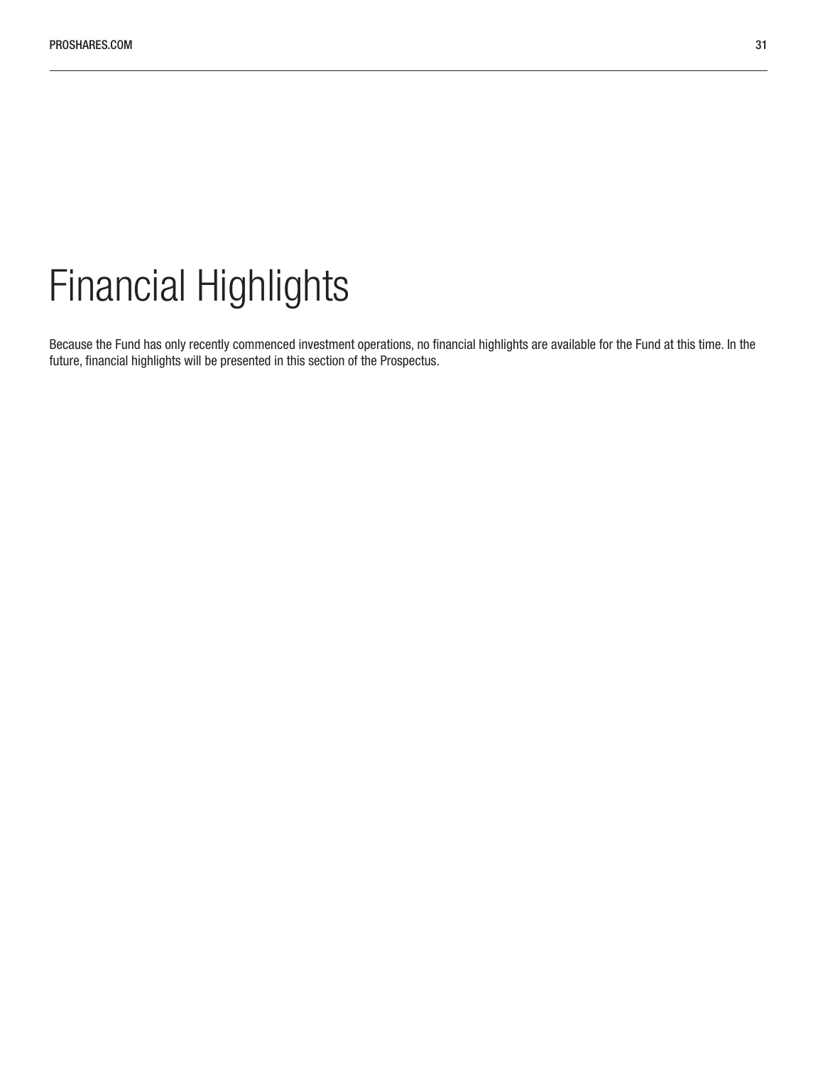# Financial Highlights

Because the Fund has only recently commenced investment operations, no financial highlights are available for the Fund at this time. In the future, financial highlights will be presented in this section of the Prospectus.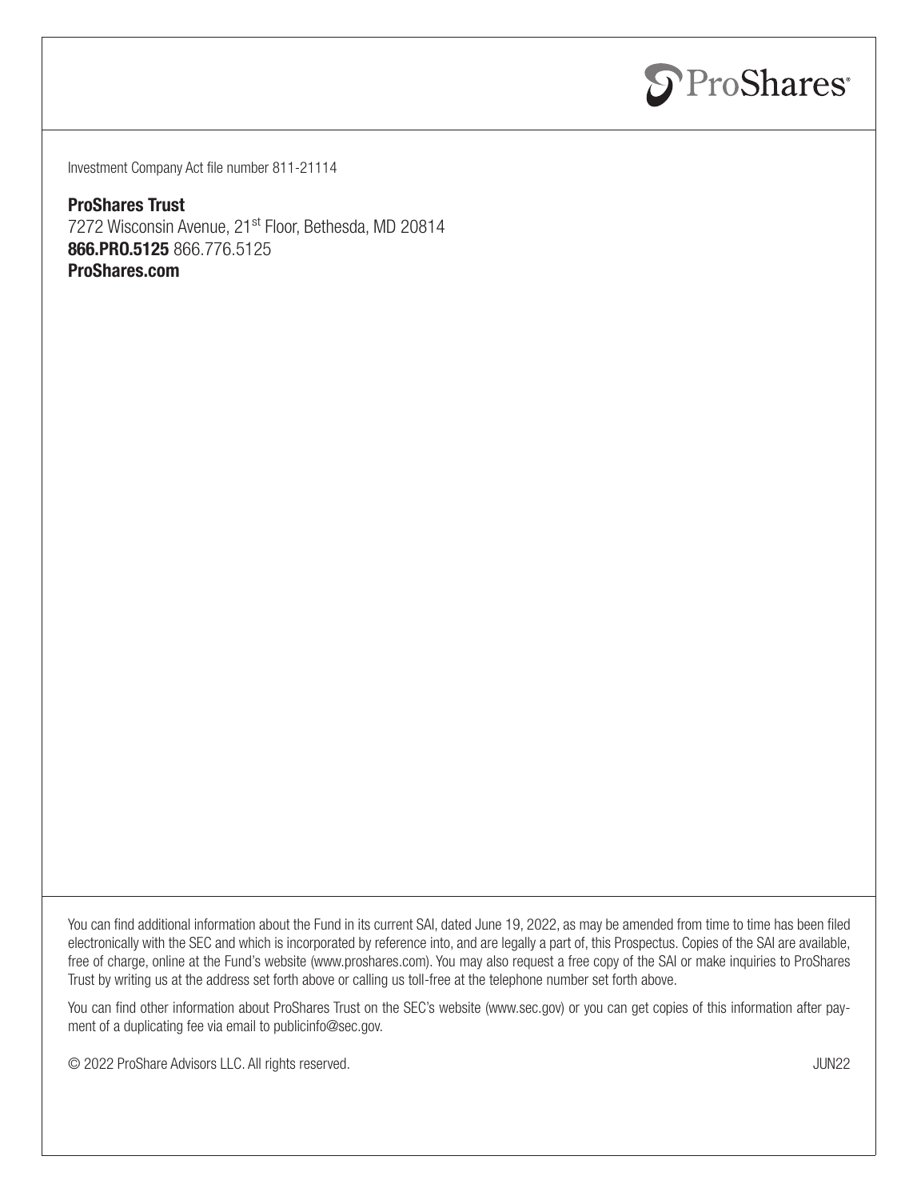ProShares

Investment Company Act file number 811-21114

**ProShares Trust**
7272 Wisconsin Avenue, 21st Floor, Bethesda, MD 20814
**866.PRO.5125** 866.776.5125
**ProShares.com**

You can find additional information about the Fund in its current SAI, dated June 19, 2022, as may be amended from time to time has been filed electronically with the SEC and which is incorporated by reference into, and are legally a part of, this Prospectus. Copies of the SAI are available, free of charge, online at the Fund's website (www.proshares.com). You may also request a free copy of the SAI or make inquiries to ProShares Trust by writing us at the address set forth above or calling us toll-free at the telephone number set forth above.

You can find other information about ProShares Trust on the SEC's website (www.sec.gov) or you can get copies of this information after payment of a duplicating fee via email to publicinfo@sec.gov.

© 2022 ProShare Advisors LLC. All rights reserved.

JUN22